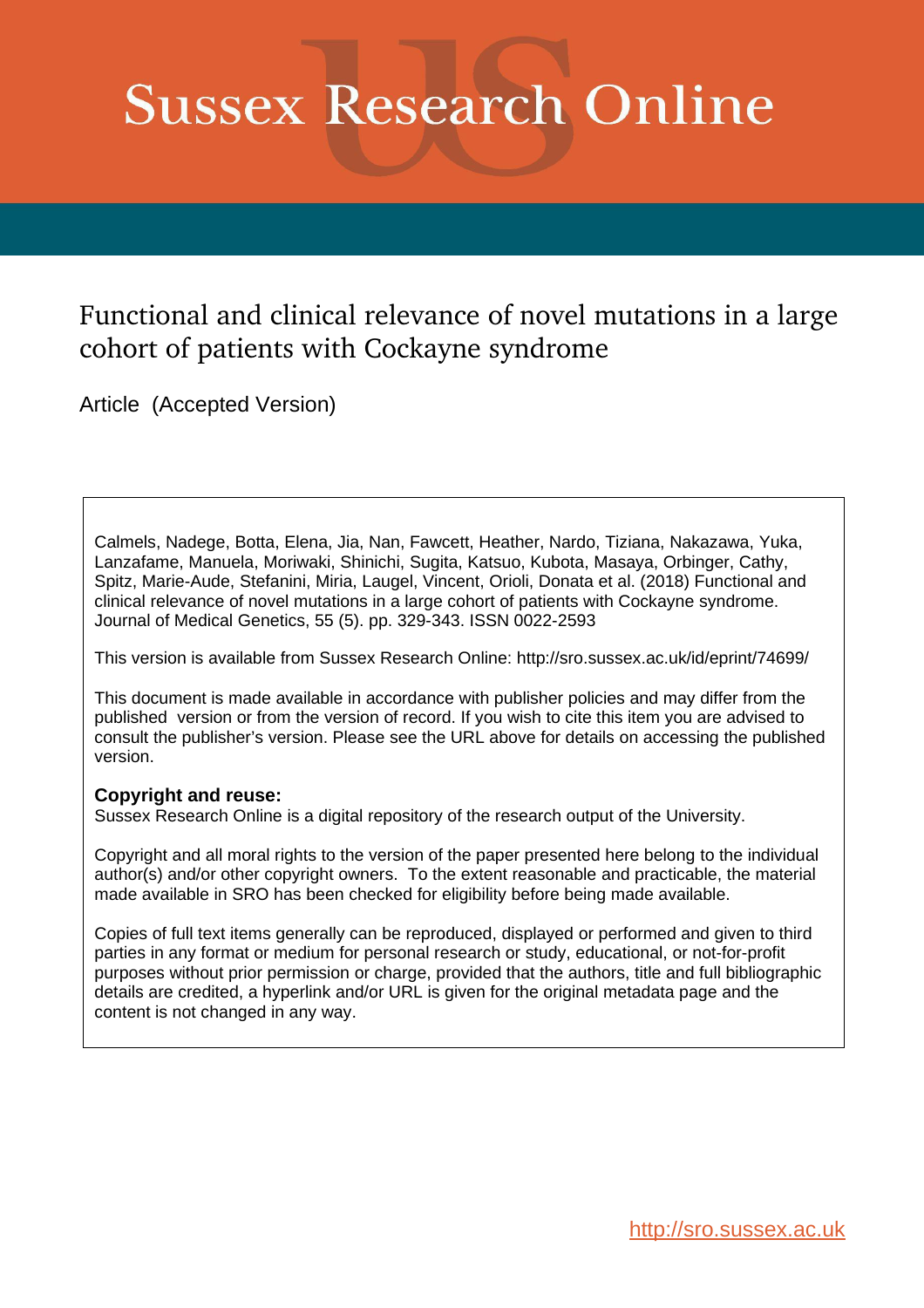# Sussex Research Online

## Functional and clinical relevance of novel mutations in a large cohort of patients with Cockayne syndrome

Article (Accepted Version)

Calmels, Nadege, Botta, Elena, Jia, Nan, Fawcett, Heather, Nardo, Tiziana, Nakazawa, Yuka, Lanzafame, Manuela, Moriwaki, Shinichi, Sugita, Katsuo, Kubota, Masaya, Orbinger, Cathy, Spitz, Marie-Aude, Stefanini, Miria, Laugel, Vincent, Orioli, Donata et al. (2018) Functional and clinical relevance of novel mutations in a large cohort of patients with Cockayne syndrome. Journal of Medical Genetics, 55 (5). pp. 329-343. ISSN 0022-2593

This version is available from Sussex Research Online: http://sro.sussex.ac.uk/id/eprint/74699/

This document is made available in accordance with publisher policies and may differ from the published version or from the version of record. If you wish to cite this item you are advised to consult the publisher's version. Please see the URL above for details on accessing the published version.

**Copyright and reuse:**
Sussex Research Online is a digital repository of the research output of the University.

Copyright and all moral rights to the version of the paper presented here belong to the individual author(s) and/or other copyright owners. To the extent reasonable and practicable, the material made available in SRO has been checked for eligibility before being made available.

Copies of full text items generally can be reproduced, displayed or performed and given to third parties in any format or medium for personal research or study, educational, or not-for-profit purposes without prior permission or charge, provided that the authors, title and full bibliographic details are credited, a hyperlink and/or URL is given for the original metadata page and the content is not changed in any way.

http://sro.sussex.ac.uk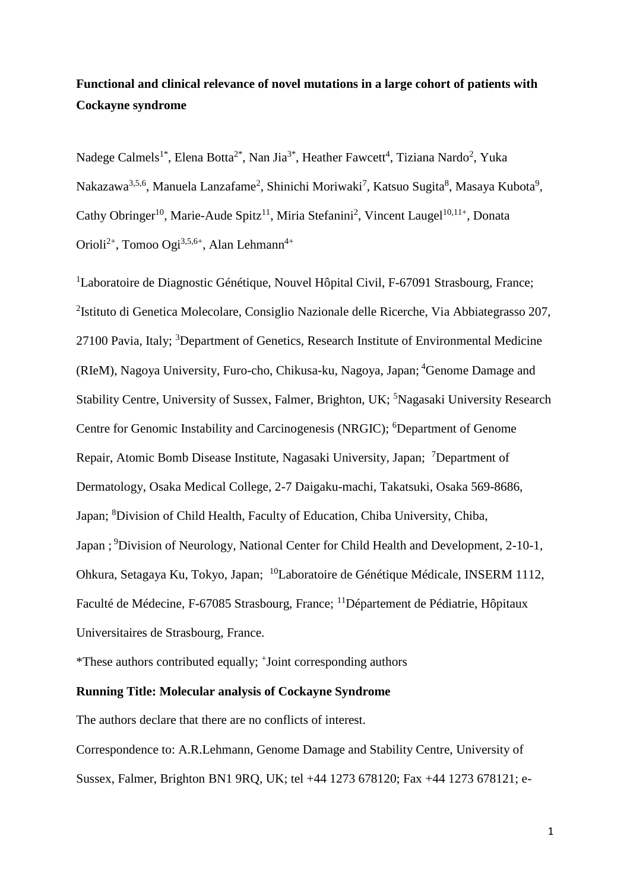**Functional and clinical relevance of novel mutations in a large cohort of patients with Cockayne syndrome**

Nadege Calmels[1*], Elena Botta[2*], Nan Jia[3*], Heather Fawcett[4], Tiziana Nardo[2], Yuka Nakazawa[3,5,6], Manuela Lanzafame[2], Shinichi Moriwaki[7], Katsuo Sugita[8], Masaya Kubota[9], Cathy Obringer[10], Marie-Aude Spitz[11], Miria Stefanini[2], Vincent Laugel[10,11+], Donata Orioli[2+], Tomoo Ogi[3,5,6+], Alan Lehmann[4+]

[1]Laboratoire de Diagnostic Génétique, Nouvel Hôpital Civil, F-67091 Strasbourg, France; [2]Istituto di Genetica Molecolare, Consiglio Nazionale delle Ricerche, Via Abbiategrasso 207, 27100 Pavia, Italy; [3]Department of Genetics, Research Institute of Environmental Medicine (RIeM), Nagoya University, Furo-cho, Chikusa-ku, Nagoya, Japan; [4]Genome Damage and Stability Centre, University of Sussex, Falmer, Brighton, UK; [5]Nagasaki University Research Centre for Genomic Instability and Carcinogenesis (NRGIC); [6]Department of Genome Repair, Atomic Bomb Disease Institute, Nagasaki University, Japan; [7]Department of Dermatology, Osaka Medical College, 2-7 Daigaku-machi, Takatsuki, Osaka 569-8686, Japan; [8]Division of Child Health, Faculty of Education, Chiba University, Chiba, Japan ; [9]Division of Neurology, National Center for Child Health and Development, 2-10-1, Ohkura, Setagaya Ku, Tokyo, Japan; [10]Laboratoire de Génétique Médicale, INSERM 1112, Faculté de Médecine, F-67085 Strasbourg, France; [11]Département de Pédiatrie, Hôpitaux Universitaires de Strasbourg, France.

*These authors contributed equally; +Joint corresponding authors

**Running Title: Molecular analysis of Cockayne Syndrome**

The authors declare that there are no conflicts of interest.

Correspondence to: A.R.Lehmann, Genome Damage and Stability Centre, University of Sussex, Falmer, Brighton BN1 9RQ, UK; tel +44 1273 678120; Fax +44 1273 678121; e-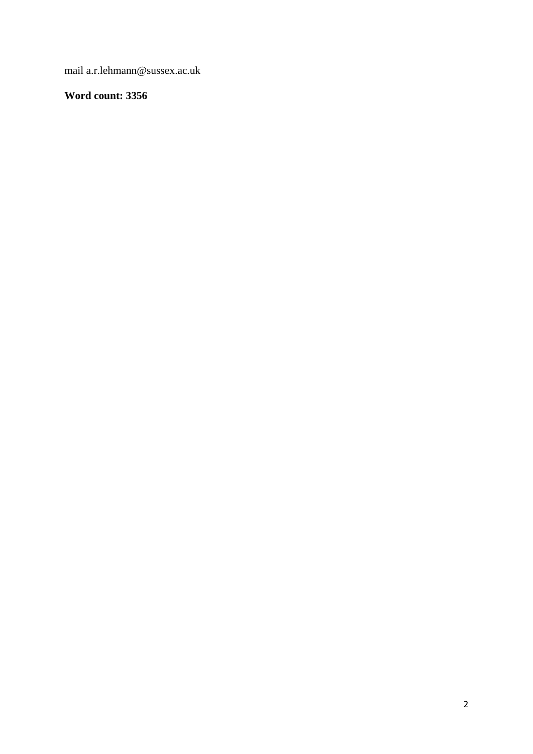mail a.r.lehmann@sussex.ac.uk

**Word count: 3356**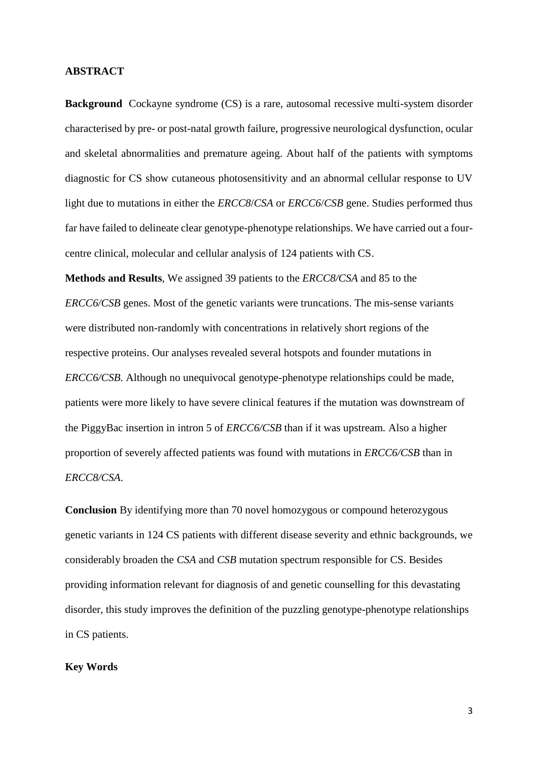## ABSTRACT

**Background** Cockayne syndrome (CS) is a rare, autosomal recessive multi-system disorder characterised by pre- or post-natal growth failure, progressive neurological dysfunction, ocular and skeletal abnormalities and premature ageing. About half of the patients with symptoms diagnostic for CS show cutaneous photosensitivity and an abnormal cellular response to UV light due to mutations in either the *ERCC8*/*CSA* or *ERCC6*/*CSB* gene. Studies performed thus far have failed to delineate clear genotype-phenotype relationships. We have carried out a four-centre clinical, molecular and cellular analysis of 124 patients with CS.

**Methods and Results**, We assigned 39 patients to the *ERCC8/CSA* and 85 to the *ERCC6/CSB* genes. Most of the genetic variants were truncations. The mis-sense variants were distributed non-randomly with concentrations in relatively short regions of the respective proteins. Our analyses revealed several hotspots and founder mutations in *ERCC6/CSB.* Although no unequivocal genotype-phenotype relationships could be made, patients were more likely to have severe clinical features if the mutation was downstream of the PiggyBac insertion in intron 5 of *ERCC6/CSB* than if it was upstream*.* Also a higher proportion of severely affected patients was found with mutations in *ERCC6/CSB* than in *ERCC8/CSA*.

**Conclusion** By identifying more than 70 novel homozygous or compound heterozygous genetic variants in 124 CS patients with different disease severity and ethnic backgrounds, we considerably broaden the *CSA* and *CSB* mutation spectrum responsible for CS. Besides providing information relevant for diagnosis of and genetic counselling for this devastating disorder, this study improves the definition of the puzzling genotype-phenotype relationships in CS patients.

**Key Words**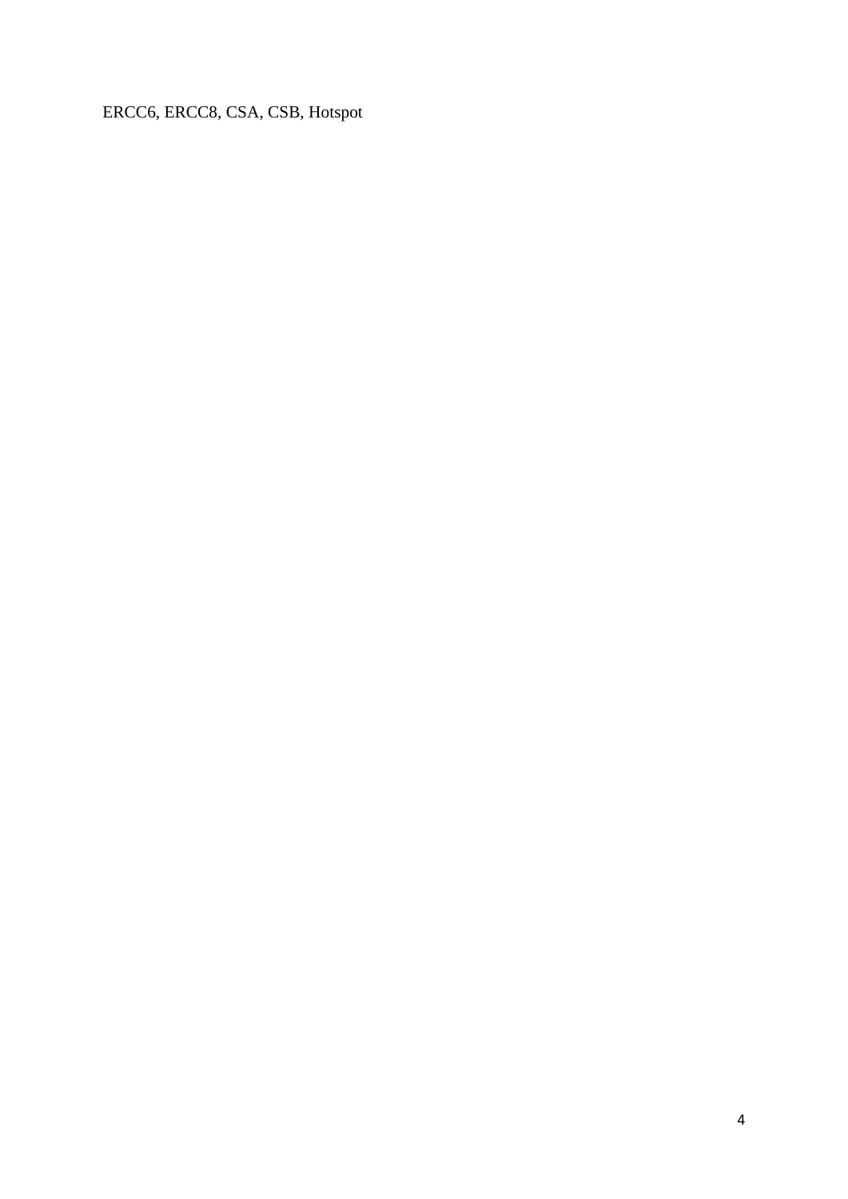ERCC6, ERCC8, CSA, CSB, Hotspot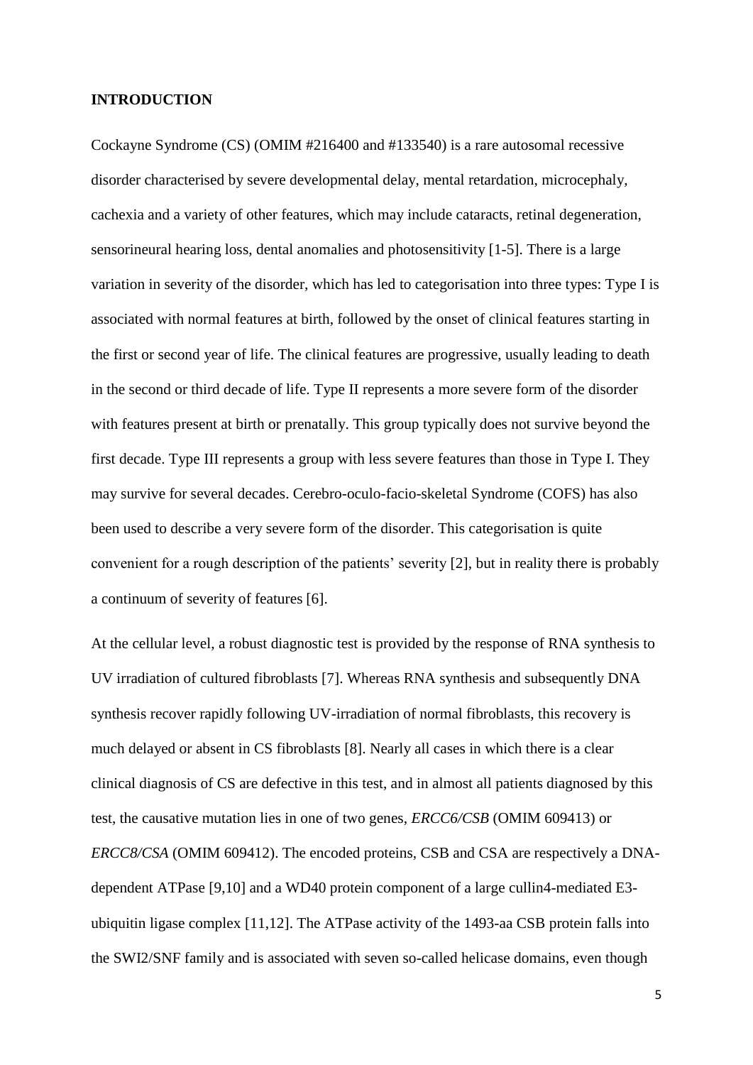## INTRODUCTION

Cockayne Syndrome (CS) (OMIM #216400 and #133540) is a rare autosomal recessive disorder characterised by severe developmental delay, mental retardation, microcephaly, cachexia and a variety of other features, which may include cataracts, retinal degeneration, sensorineural hearing loss, dental anomalies and photosensitivity [1-5]. There is a large variation in severity of the disorder, which has led to categorisation into three types: Type I is associated with normal features at birth, followed by the onset of clinical features starting in the first or second year of life. The clinical features are progressive, usually leading to death in the second or third decade of life. Type II represents a more severe form of the disorder with features present at birth or prenatally. This group typically does not survive beyond the first decade. Type III represents a group with less severe features than those in Type I. They may survive for several decades. Cerebro-oculo-facio-skeletal Syndrome (COFS) has also been used to describe a very severe form of the disorder. This categorisation is quite convenient for a rough description of the patients' severity [2], but in reality there is probably a continuum of severity of features [6].

At the cellular level, a robust diagnostic test is provided by the response of RNA synthesis to UV irradiation of cultured fibroblasts [7]. Whereas RNA synthesis and subsequently DNA synthesis recover rapidly following UV-irradiation of normal fibroblasts, this recovery is much delayed or absent in CS fibroblasts [8]. Nearly all cases in which there is a clear clinical diagnosis of CS are defective in this test, and in almost all patients diagnosed by this test, the causative mutation lies in one of two genes, *ERCC6/CSB* (OMIM 609413) or *ERCC8/CSA* (OMIM 609412). The encoded proteins, CSB and CSA are respectively a DNA-dependent ATPase [9,10] and a WD40 protein component of a large cullin4-mediated E3-ubiquitin ligase complex [11,12]. The ATPase activity of the 1493-aa CSB protein falls into the SWI2/SNF family and is associated with seven so-called helicase domains, even though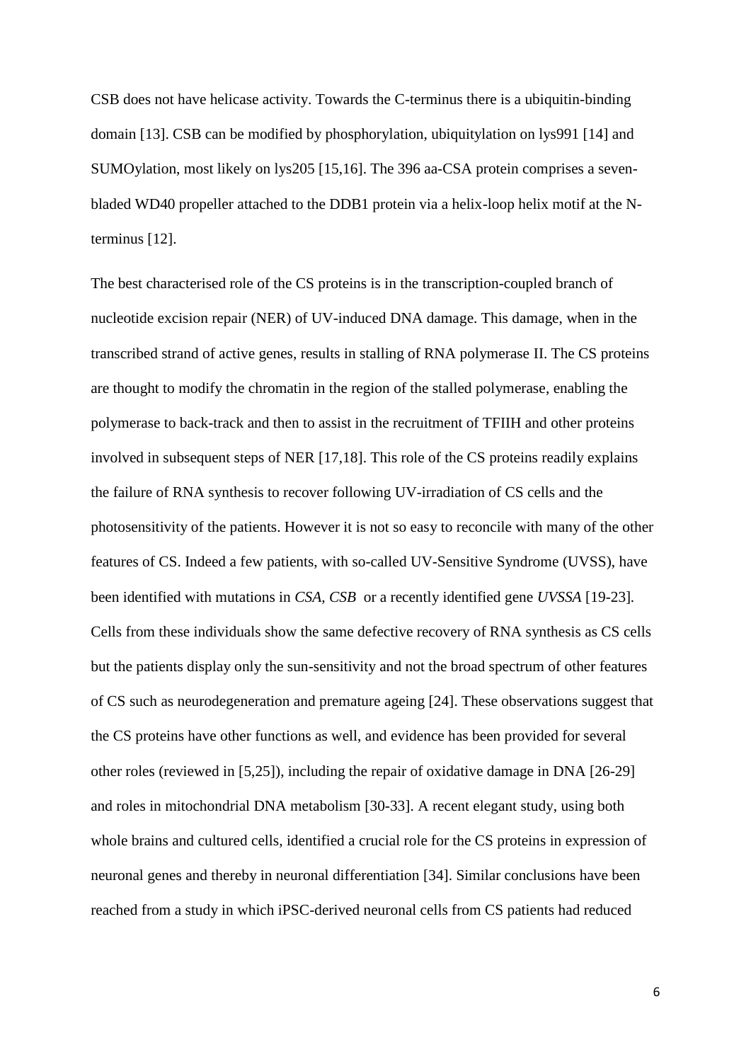CSB does not have helicase activity. Towards the C-terminus there is a ubiquitin-binding domain [13]. CSB can be modified by phosphorylation, ubiquitylation on lys991 [14] and SUMOylation, most likely on lys205 [15,16]. The 396 aa-CSA protein comprises a seven-bladed WD40 propeller attached to the DDB1 protein via a helix-loop helix motif at the N-terminus [12].

The best characterised role of the CS proteins is in the transcription-coupled branch of nucleotide excision repair (NER) of UV-induced DNA damage. This damage, when in the transcribed strand of active genes, results in stalling of RNA polymerase II. The CS proteins are thought to modify the chromatin in the region of the stalled polymerase, enabling the polymerase to back-track and then to assist in the recruitment of TFIIH and other proteins involved in subsequent steps of NER [17,18]. This role of the CS proteins readily explains the failure of RNA synthesis to recover following UV-irradiation of CS cells and the photosensitivity of the patients. However it is not so easy to reconcile with many of the other features of CS. Indeed a few patients, with so-called UV-Sensitive Syndrome (UVSS), have been identified with mutations in *CSA*, *CSB* or a recently identified gene *UVSSA* [19-23]. Cells from these individuals show the same defective recovery of RNA synthesis as CS cells but the patients display only the sun-sensitivity and not the broad spectrum of other features of CS such as neurodegeneration and premature ageing [24]. These observations suggest that the CS proteins have other functions as well, and evidence has been provided for several other roles (reviewed in [5,25]), including the repair of oxidative damage in DNA [26-29] and roles in mitochondrial DNA metabolism [30-33]. A recent elegant study, using both whole brains and cultured cells, identified a crucial role for the CS proteins in expression of neuronal genes and thereby in neuronal differentiation [34]. Similar conclusions have been reached from a study in which iPSC-derived neuronal cells from CS patients had reduced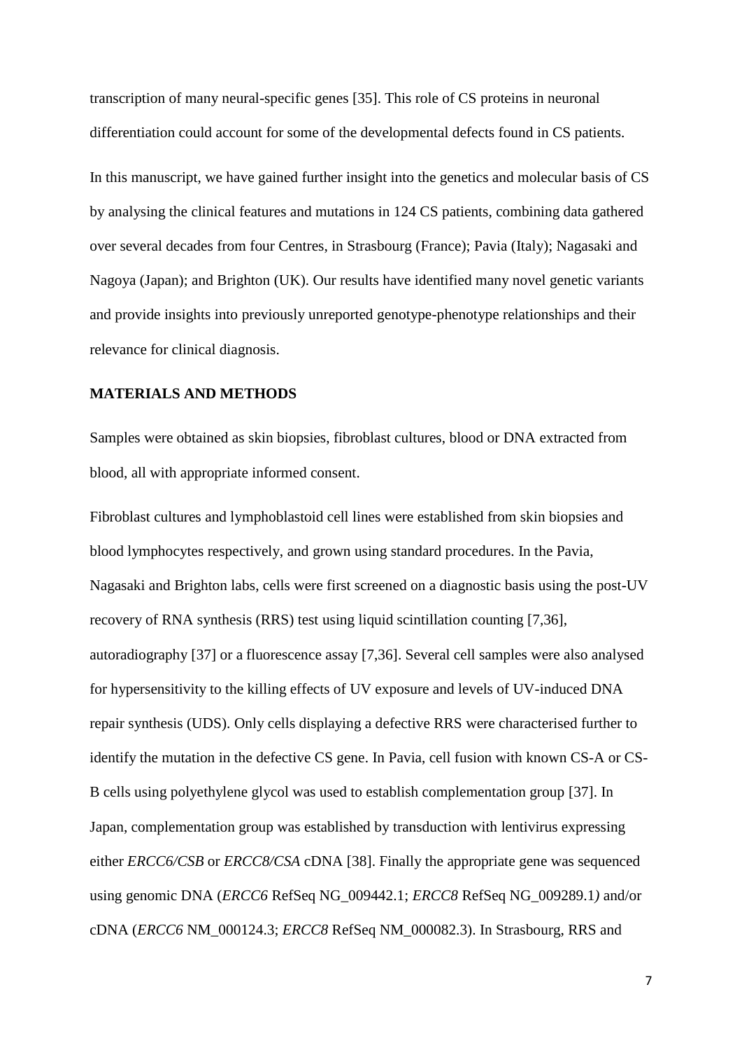transcription of many neural-specific genes [35]. This role of CS proteins in neuronal differentiation could account for some of the developmental defects found in CS patients.

In this manuscript, we have gained further insight into the genetics and molecular basis of CS by analysing the clinical features and mutations in 124 CS patients, combining data gathered over several decades from four Centres, in Strasbourg (France); Pavia (Italy); Nagasaki and Nagoya (Japan); and Brighton (UK). Our results have identified many novel genetic variants and provide insights into previously unreported genotype-phenotype relationships and their relevance for clinical diagnosis.

## MATERIALS AND METHODS

Samples were obtained as skin biopsies, fibroblast cultures, blood or DNA extracted from blood, all with appropriate informed consent.

Fibroblast cultures and lymphoblastoid cell lines were established from skin biopsies and blood lymphocytes respectively, and grown using standard procedures. In the Pavia, Nagasaki and Brighton labs, cells were first screened on a diagnostic basis using the post-UV recovery of RNA synthesis (RRS) test using liquid scintillation counting [7,36], autoradiography [37] or a fluorescence assay [7,36]. Several cell samples were also analysed for hypersensitivity to the killing effects of UV exposure and levels of UV-induced DNA repair synthesis (UDS). Only cells displaying a defective RRS were characterised further to identify the mutation in the defective CS gene. In Pavia, cell fusion with known CS-A or CS-B cells using polyethylene glycol was used to establish complementation group [37]. In Japan, complementation group was established by transduction with lentivirus expressing either *ERCC6/CSB* or *ERCC8/CSA* cDNA [38]. Finally the appropriate gene was sequenced using genomic DNA (*ERCC6* RefSeq NG_009442.1; *ERCC8* RefSeq NG_009289.1*)* and/or cDNA (*ERCC6* NM_000124.3; *ERCC8* RefSeq NM_000082.3). In Strasbourg, RRS and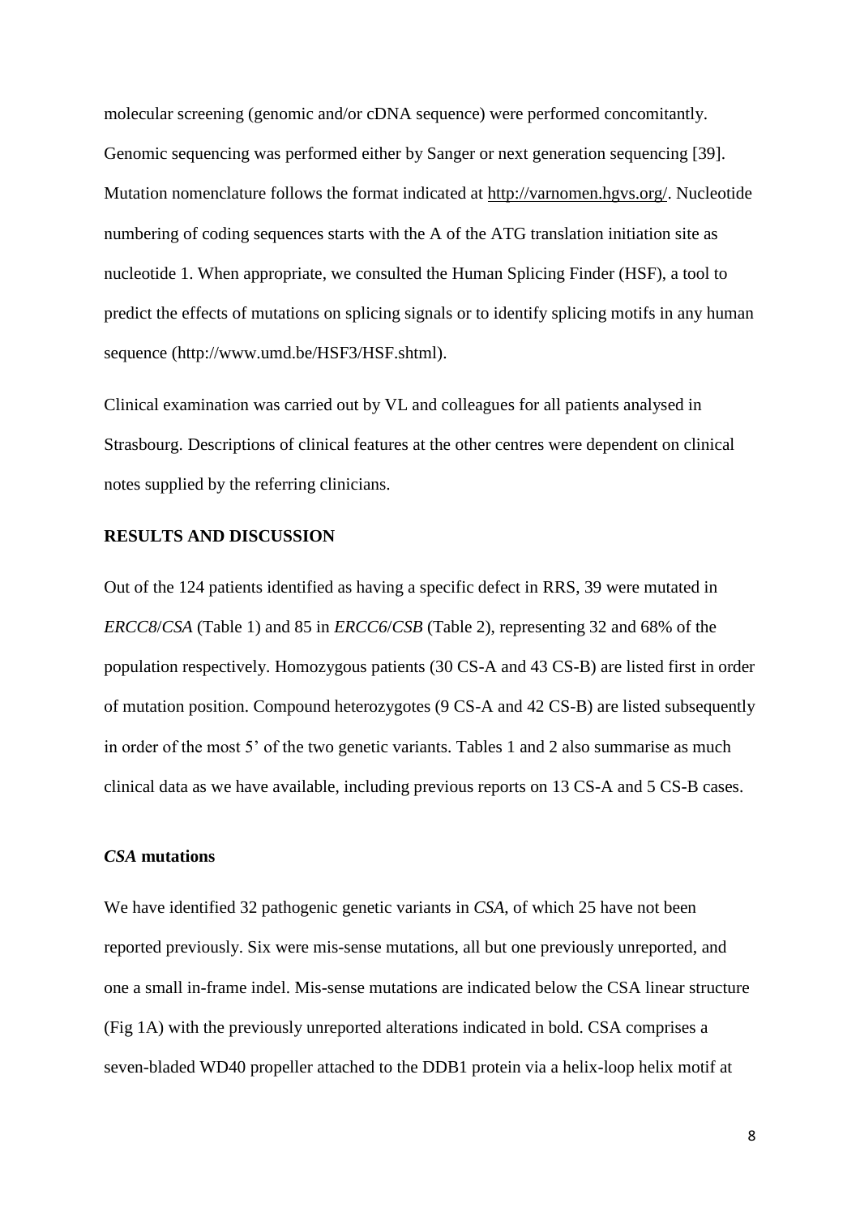molecular screening (genomic and/or cDNA sequence) were performed concomitantly. Genomic sequencing was performed either by Sanger or next generation sequencing [39]. Mutation nomenclature follows the format indicated at http://varnomen.hgvs.org/. Nucleotide numbering of coding sequences starts with the A of the ATG translation initiation site as nucleotide 1. When appropriate, we consulted the Human Splicing Finder (HSF), a tool to predict the effects of mutations on splicing signals or to identify splicing motifs in any human sequence (http://www.umd.be/HSF3/HSF.shtml).

Clinical examination was carried out by VL and colleagues for all patients analysed in Strasbourg. Descriptions of clinical features at the other centres were dependent on clinical notes supplied by the referring clinicians.

## RESULTS AND DISCUSSION

Out of the 124 patients identified as having a specific defect in RRS, 39 were mutated in *ERCC8*/*CSA* (Table 1) and 85 in *ERCC6*/*CSB* (Table 2), representing 32 and 68% of the population respectively. Homozygous patients (30 CS-A and 43 CS-B) are listed first in order of mutation position. Compound heterozygotes (9 CS-A and 42 CS-B) are listed subsequently in order of the most 5' of the two genetic variants. Tables 1 and 2 also summarise as much clinical data as we have available, including previous reports on 13 CS-A and 5 CS-B cases.

### *CSA* mutations

We have identified 32 pathogenic genetic variants in *CSA*, of which 25 have not been reported previously. Six were mis-sense mutations, all but one previously unreported, and one a small in-frame indel. Mis-sense mutations are indicated below the CSA linear structure (Fig 1A) with the previously unreported alterations indicated in bold. CSA comprises a seven-bladed WD40 propeller attached to the DDB1 protein via a helix-loop helix motif at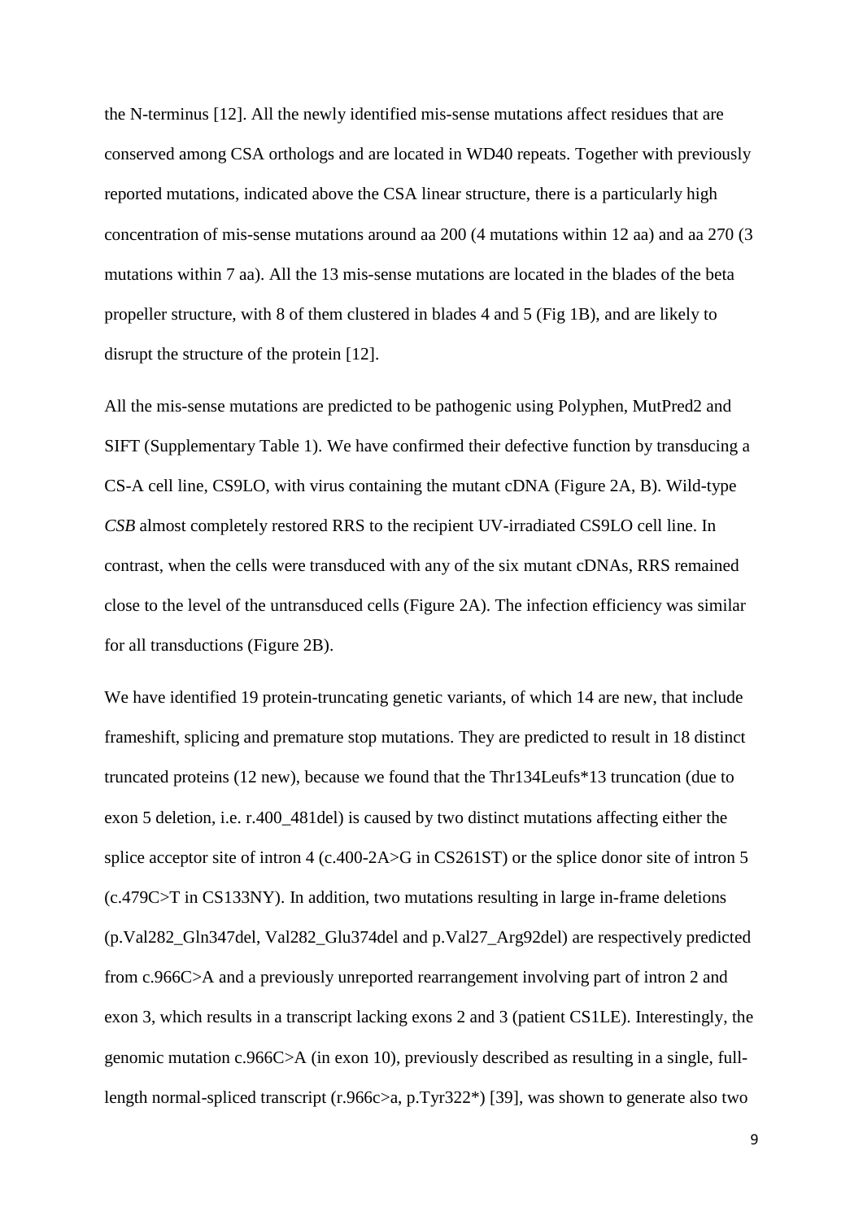the N-terminus [12]. All the newly identified mis-sense mutations affect residues that are conserved among CSA orthologs and are located in WD40 repeats. Together with previously reported mutations, indicated above the CSA linear structure, there is a particularly high concentration of mis-sense mutations around aa 200 (4 mutations within 12 aa) and aa 270 (3 mutations within 7 aa). All the 13 mis-sense mutations are located in the blades of the beta propeller structure, with 8 of them clustered in blades 4 and 5 (Fig 1B), and are likely to disrupt the structure of the protein [12].

All the mis-sense mutations are predicted to be pathogenic using Polyphen, MutPred2 and SIFT (Supplementary Table 1). We have confirmed their defective function by transducing a CS-A cell line, CS9LO, with virus containing the mutant cDNA (Figure 2A, B). Wild-type *CSB* almost completely restored RRS to the recipient UV-irradiated CS9LO cell line. In contrast, when the cells were transduced with any of the six mutant cDNAs, RRS remained close to the level of the untransduced cells (Figure 2A). The infection efficiency was similar for all transductions (Figure 2B).

We have identified 19 protein-truncating genetic variants, of which 14 are new, that include frameshift, splicing and premature stop mutations. They are predicted to result in 18 distinct truncated proteins (12 new), because we found that the Thr134Leufs*13 truncation (due to exon 5 deletion, i.e. r.400_481del) is caused by two distinct mutations affecting either the splice acceptor site of intron 4 (c.400-2A>G in CS261ST) or the splice donor site of intron 5 (c.479C>T in CS133NY). In addition, two mutations resulting in large in-frame deletions (p.Val282_Gln347del, Val282_Glu374del and p.Val27_Arg92del) are respectively predicted from c.966C>A and a previously unreported rearrangement involving part of intron 2 and exon 3, which results in a transcript lacking exons 2 and 3 (patient CS1LE). Interestingly, the genomic mutation c.966C>A (in exon 10), previously described as resulting in a single, full-length normal-spliced transcript (r.966c>a, p.Tyr322*) [39], was shown to generate also two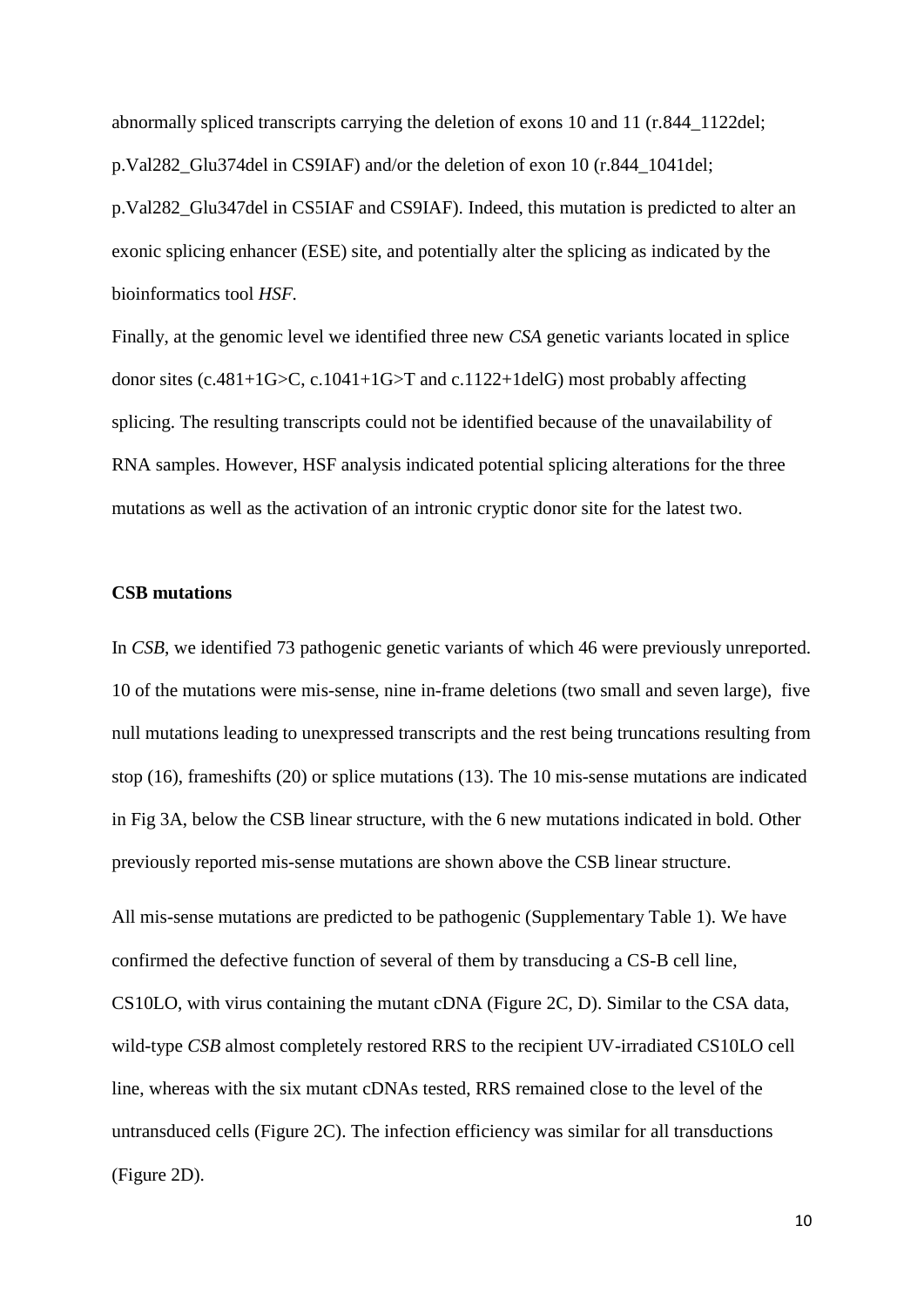abnormally spliced transcripts carrying the deletion of exons 10 and 11 (r.844_1122del; p.Val282_Glu374del in CS9IAF) and/or the deletion of exon 10 (r.844_1041del; p.Val282_Glu347del in CS5IAF and CS9IAF). Indeed, this mutation is predicted to alter an exonic splicing enhancer (ESE) site, and potentially alter the splicing as indicated by the bioinformatics tool *HSF*.

Finally, at the genomic level we identified three new *CSA* genetic variants located in splice donor sites (c.481+1G>C, c.1041+1G>T and c.1122+1delG) most probably affecting splicing. The resulting transcripts could not be identified because of the unavailability of RNA samples. However, HSF analysis indicated potential splicing alterations for the three mutations as well as the activation of an intronic cryptic donor site for the latest two.

**CSB mutations**

In *CSB*, we identified 73 pathogenic genetic variants of which 46 were previously unreported. 10 of the mutations were mis-sense, nine in-frame deletions (two small and seven large), five null mutations leading to unexpressed transcripts and the rest being truncations resulting from stop (16), frameshifts (20) or splice mutations (13). The 10 mis-sense mutations are indicated in Fig 3A, below the CSB linear structure, with the 6 new mutations indicated in bold. Other previously reported mis-sense mutations are shown above the CSB linear structure.

All mis-sense mutations are predicted to be pathogenic (Supplementary Table 1). We have confirmed the defective function of several of them by transducing a CS-B cell line, CS10LO, with virus containing the mutant cDNA (Figure 2C, D). Similar to the CSA data, wild-type *CSB* almost completely restored RRS to the recipient UV-irradiated CS10LO cell line, whereas with the six mutant cDNAs tested, RRS remained close to the level of the untransduced cells (Figure 2C). The infection efficiency was similar for all transductions (Figure 2D).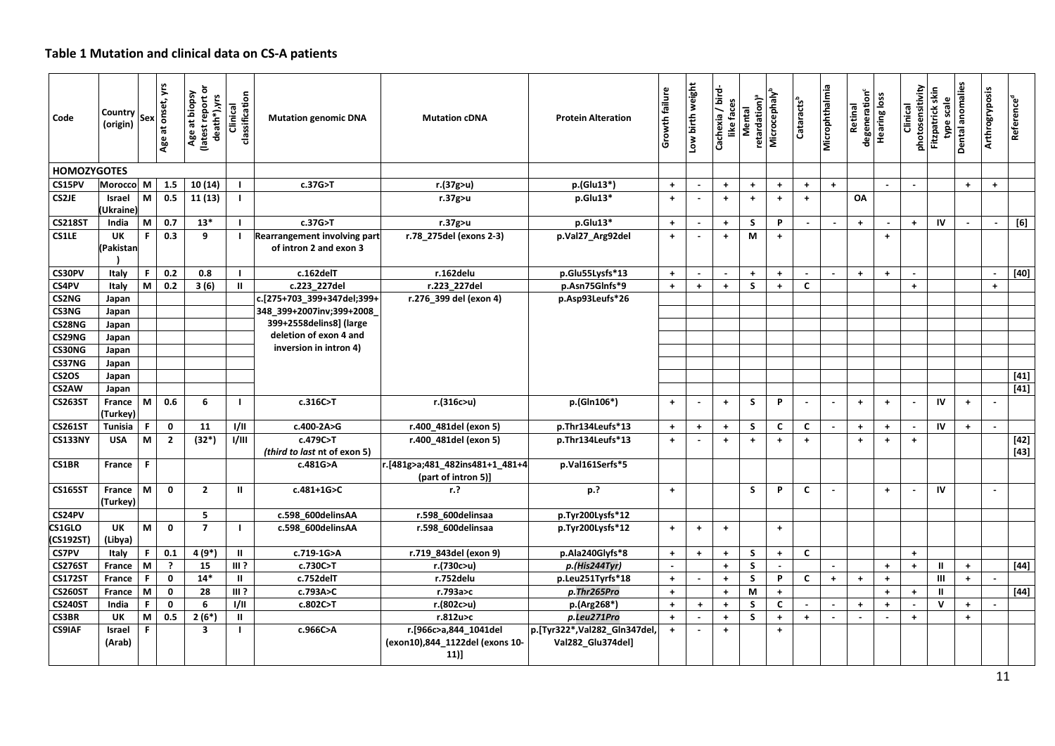## Table 1 Mutation and clinical data on CS-A patients

| Code | Country (origin) | Sex | Age at onset, yrs | Age at biopsy (latest report or death*),yrs | Clinical classification | Mutation genomic DNA | Mutation cDNA | Protein Alteration | Growth failure | Low birth weight | Cachexia / bird-like faces | Mental retardation)[a] | Microcephaly[b] | Cataracts[b] | Microphthalmia | Retinal degeneration[c] | Hearing loss | Clinical photosensitivity | Fitzpatrick skin type scale | Dental anomalies | Arthrogryposis | Reference[d] |
|---|---|---|---|---|---|---|---|---|---|---|---|---|---|---|---|---|---|---|---|---|---|---|
| **HOMOZYGOTES** | | | | | | | | | | | | | | | | | | | | | | |
| CS15PV | Morocco | M | 1.5 | 10 (14) | I | c.37G>T | r.(37g>u) | p.(Glu13*) | + | - | + | + | + | + | + | | - | - | | + | + | |
| CS2JE | Israel (Ukraine) | M | 0.5 | 11 (13) | I | | r.37g>u | p.Glu13* | + | - | + | + | + | + | | OA | | | | | | |
| CS218ST | India | M | 0.7 | 13* | I | c.37G>T | r.37g>u | p.Glu13* | + | - | + | S | P | - | - | + | - | + | IV | - | - | [6] |
| CS1LE | UK (Pakistan) | F | 0.3 | 9 | I | Rearrangement involving part of intron 2 and exon 3 | r.78_275del (exons 2-3) | p.Val27_Arg92del | + | - | + | M | + | | | | + | | | | | |
| CS30PV | Italy | F | 0.2 | 0.8 | I | c.162delT | r.162delu | p.Glu55Lysfs*13 | + | - | - | + | + | - | - | + | + | - | | | - | [40] |
| CS4PV | Italy | M | 0.2 | 3 (6) | II | c.223_227del | r.223_227del | p.Asn75Glnfs*9 | + | + | + | S | + | C | | | | + | | | + | |
| CS2NG | Japan | | | | | c.[275+703_399+347del;399+348_399+2007inv;399+2008_399+2558delins8] (large deletion of exon 4 and inversion in intron 4) | r.276_399 del (exon 4) | p.Asp93Leufs*26 | | | | | | | | | | | | | | |
| CS3NG | Japan | | | | | | | | | | | | | | | | | | | | | |
| CS28NG | Japan | | | | | | | | | | | | | | | | | | | | | |
| CS29NG | Japan | | | | | | | | | | | | | | | | | | | | | |
| CS30NG | Japan | | | | | | | | | | | | | | | | | | | | | |
| CS37NG | Japan | | | | | | | | | | | | | | | | | | | | | |
| CS2OS | Japan | | | | | | | | | | | | | | | | | | | | | [41] |
| CS2AW | Japan | | | | | | | | | | | | | | | | | | | | | [41] |
| CS263ST | France (Turkey) | M | 0.6 | 6 | I | c.316C>T | r.(316c>u) | p.(Gln106*) | + | - | + | S | P | - | - | + | + | - | IV | + | - | |
| CS261ST | Tunisia | F | 0 | 11 | I/II | c.400-2A>G | r.400_481del (exon 5) | p.Thr134Leufs*13 | + | + | + | S | C | C | - | + | + | - | IV | + | - | |
| CS133NY | USA | M | 2 | (32*) | I/III | c.479C>T *(third to last nt of exon 5)* | r.400_481del (exon 5) | p.Thr134Leufs*13 | + | - | + | + | + | + | | + | + | + | | | | [42] [43] |
| CS1BR | France | F | | | | c.481G>A | r.[481g>a;481_482ins481+1_481+4 (part of intron 5)] | p.Val161Serfs*5 | | | | | | | | | | | | | | |
| CS165ST | France (Turkey) | M | 0 | 2 | II | c.481+1G>C | r.? | p.? | + | | | S | P | C | - | | + | - | IV | | - | |
| CS24PV | | | | 5 | | c.598_600delinsAA | r.598_600delinsaa | p.Tyr200Lysfs*12 | | | | | | | | | | | | | | |
| CS1GLO (CS192ST) | UK (Libya) | M | 0 | 7 | I | c.598_600delinsAA | r.598_600delinsaa | p.Tyr200Lysfs*12 | + | + | + | | + | | | | | | | | | |
| CS7PV | Italy | F | 0.1 | 4 (9*) | II | c.719-1G>A | r.719_843del (exon 9) | p.Ala240Glyfs*8 | + | + | + | S | + | C | | | | + | | | | |
| CS276ST | France | M | ? | 15 | III ? | c.730C>T | r.(730c>u) | *p.(His244Tyr)* | - | | + | S | - | | - | | + | + | II | + | | [44] |
| CS172ST | France | F | 0 | 14* | II | c.752delT | r.752delu | p.Leu251Tyrfs*18 | + | - | + | S | P | C | + | + | + | | III | + | - | |
| CS260ST | France | M | 0 | 28 | III ? | c.793A>C | r.793a>c | *p.**Thr265Pro*** | + | | + | M | + | | | | + | + | II | | | [44] |
| CS240ST | India | F | 0 | 6 | I/II | c.802C>T | r.(802c>u) | p.(Arg268*) | + | + | + | S | C | - | - | + | + | - | V | + | - | |
| CS3BR | UK | M | 0.5 | 2 (6*) | II | | r.812u>c | *p.Leu271Pro* | + | - | + | S | + | + | - | - | - | + | | + | | |
| CS9IAF | Israel (Arab) | F | | 3 | I | c.966C>A | r.[966c>a,844_1041del (exon10),844_1122del (exons 10-11)] | p.[Tyr322*,Val282_Gln347del, Val282_Glu374del] | + | - | + | | + | | | | | | | | | |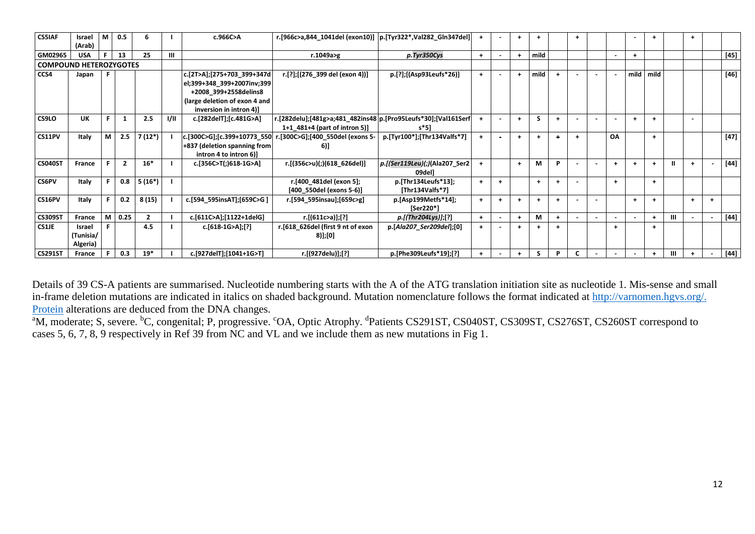| | | | | | | | | | | | | | | | | | | | | | | |
|---|---|---|---|---|---|---|---|---|---|---|---|---|---|---|---|---|---|---|---|---|---|---|
| **CS5IAF** | Israel (Arab) | M | 0.5 | 6 | I | c.966C>A | r.[966c>a,844_1041del (exon10)] | p.[Tyr322*,Val282_Gln347del] | + | - | + | + | | + | | | - | + | | + | | |
| **GM02965** | USA | F | 13 | 25 | III | | r.1049a>g | *p.Tyr350Cys* | + | - | + | mild | | | | - | + | | | | | [45] |
| **COMPOUND HETEROZYGOTES** | | | | | | | | | | | | | | | | | | | | | | |
| **CCS4** | Japan | F | | | | c.[2T>A];[275+703_399+347del;399+348_399+2007inv;399+2008_399+2558delins8 (large deletion of exon 4 and inversion in intron 4)] | r.[?];[(276_399 del (exon 4))] | p.[?];[(Asp93Leufs*26)] | + | - | + | mild | + | - | - | - | mild | mild | | | | [46] |
| **CS9LO** | UK | F | 1 | 2.5 | I/II | c.[282delT];[c.481G>A] | r.[282delu];[481g>a;481_482ins48 1+1_481+4 (part of intron 5)] | p.[Pro95Leufs*30];[Val161Serfs*5] | + | - | + | S | + | - | - | - | + | + | | - | | |
| **CS11PV** | Italy | M | 2.5 | 7 (12*) | I | c.[300C>G];[c.399+10773_550+837 (deletion spanning from intron 4 to intron 6)] | r.[300C>G];[400_550del (exons 5-6)] | p.[Tyr100*];[Thr134Valfs*7] | + | - | + | + | + | + | | OA | | + | | | | [47] |
| **CS040ST** | France | F | 2 | 16* | I | c.[356C>T(;)618-1G>A] | r.[(356c>u)(;)(618_626del)] | *p.[(Ser119Leu)(;)(Ala207_Ser209del]* | + | | + | M | P | - | - | + | + | + | II | + | - | [44] |
| **CS6PV** | Italy | F | 0.8 | 5 (16*) | I | | r.[400_481del (exon 5]; [400_550del (exons 5-6)] | p.[Thr134Leufs*13]; [Thr134Valfs*7] | + | + | | + | + | - | | + | | + | | | | |
| **CS16PV** | Italy | F | 0.2 | 8 (15) | I | c.[594_595insAT];[659C>G ] | r.[594_595insau];[659c>g] | p.[Asp199Metfs*14]; [Ser220*] | + | + | + | + | + | - | - | | + | + | | + | + | |
| **CS309ST** | France | M | 0.25 | 2 | I | c.[611C>A];[1122+1delG] | r.[(611c>a)];[?] | *p.[(Thr204Lys)];[?]* | + | - | + | M | + | - | - | - | - | + | III | - | - | [44] |
| **CS1JE** | Israel (Tunisia/ Algeria) | F | | 4.5 | I | c.[618-1G>A];[?] | r.[618_626del (first 9 nt of exon 8)];[0] | p.[*Ala207_Ser209del*];[0] | + | - | + | + | + | | | + | | + | | | | |
| **CS291ST** | France | F | 0.3 | 19* | I | c.[927delT];[1041+1G>T] | r.[(927delu)];[?] | p.[Phe309Leufs*19];[?] | + | - | + | S | P | C | - | - | - | + | III | + | - | [44] |

Details of 39 CS-A patients are summarised. Nucleotide numbering starts with the A of the ATG translation initiation site as nucleotide 1. Mis-sense and small in-frame deletion mutations are indicated in italics on shaded background. Mutation nomenclature follows the format indicated at http://varnomen.hgvs.org/. Protein alterations are deduced from the DNA changes.

[a]M, moderate; S, severe. [b]C, congenital; P, progressive. [c]OA, Optic Atrophy. [d]Patients CS291ST, CS040ST, CS309ST, CS276ST, CS260ST correspond to cases 5, 6, 7, 8, 9 respectively in Ref 39 from NC and VL and we include them as new mutations in Fig 1.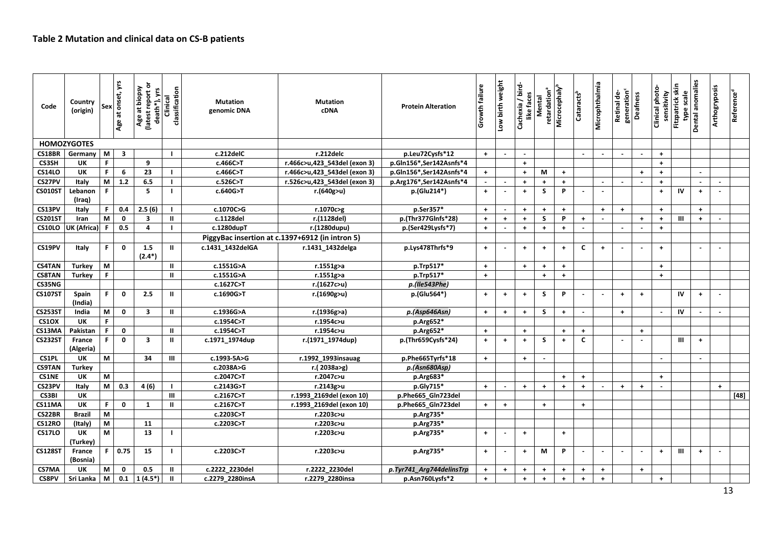## Table 2 Mutation and clinical data on CS-B patients

| Code | Country (origin) | Sex | Age at onset, yrs | Age at biopsy (latest report or death*), yrs | Clinical classification | Mutation genomic DNA | Mutation cDNA | Protein Alteration | Growth failure | Low birth weight | Cachexia / bird-like faces | Mental retardation[a] | Microcephaly[b] | Cataracts[b] | Microphthalmia | Retinal de-generation[c] | Deafness | Clinical photo-sensitivity | Fitzpatrick skin type scale | Dental anomalies | Arthrogryposis | Reference[d] |
|---|---|---|---|---|---|---|---|---|---|---|---|---|---|---|---|---|---|---|---|---|---|---|
| **HOMOZYGOTES** | | | | | | | | | | | | | | | | | | | | | | |
| CS18BR | Germany | M | 3 | | I | c.212delC | r.212delc | p.Leu72Cysfs*12 | + | - | - | | | - | - | - | - | + | | | | |
| CS3SH | UK | F | | 9 | | c.466C>T | r.466c>u,423_543del (exon 3) | p.Gln156*,Ser142Asnfs*4 | | | + | | | | | | | + | | | | |
| CS14LO | UK | F | 6 | 23 | I | c.466C>T | r.466c>u,423_543del (exon 3) | p.Gln156*,Ser142Asnfs*4 | + | | + | M | + | | | | + | + | | - | | |
| CS27PV | Italy | M | 1.2 | 6.5 | I | c.526C>T | r.526c>u,423_543del (exon 3) | p.Arg176*,Ser142Asnfs*4 | - | - | + | + | + | | - | - | - | + | | - | - | |
| CS010ST | Lebanon (Iraq) | F | | 5 | I | c.640G>T | r.(640g>u) | p.(Glu214*) | + | - | + | S | P | - | - | | | + | IV | + | - | |
| CS13PV | Italy | F | 0.4 | 2.5 (6) | I | c.1070C>G | r.1070c>g | p.Ser357* | + | - | + | + | + | | + | + | | + | | + | | |
| CS201ST | Iran | M | 0 | 3 | II | c.1128del | r.(1128del) | p.(Thr377Glnfs*28) | + | + | + | S | P | + | - | | + | + | III | + | - | |
| CS10LO | UK (Africa) | F | 0.5 | 4 | I | c.1280dupT | r.(1280dupu) | p.(Ser429Lysfs*7) | + | - | + | + | + | - | | - | - | + | | | | |
| | | | | | | PiggyBac insertion at c.1397+6912 (in intron 5) | | | | | | | | | | | | | | | | |
| CS19PV | Italy | F | 0 | 1.5 (2.4*) | II | c.1431_1432delGA | r.1431_1432delga | p.Lys478Thrfs*9 | + | - | + | + | + | C | + | - | - | + | | - | - | |
| CS4TAN | Turkey | M | | | II | c.1551G>A | r.1551g>a | p.Trp517* | + | | + | + | + | | | | | + | | | | |
| CS8TAN | Turkey | F | | | II | c.1551G>A | r.1551g>a | p.Trp517* | + | | | + | + | | | | | + | | | | |
| CS35NG | | | | | | c.1627C>T | r.(1627c>u) | *p.(Ile543Phe)* | | | | | | | | | | | | | | |
| CS107ST | Spain (India) | F | 0 | 2.5 | II | c.1690G>T | r.(1690g>u) | p.(Glu564*) | + | + | + | S | P | - | - | + | + | | IV | + | - | |
| CS253ST | India | M | 0 | 3 | II | c.1936G>A | r.(1936g>a) | *p.(Asp646Asn)* | + | + | + | S | + | - | | + | | - | IV | - | - | |
| CS1OX | UK | F | | | | c.1954C>T | r.1954c>u | p.Arg652* | | | | | | | | | | | | | | |
| CS13MA | Pakistan | F | 0 | | II | c.1954C>T | r.1954c>u | p.Arg652* | + | | + | | + | + | | | + | | | | | |
| CS232ST | France (Algeria) | F | 0 | 3 | II | c.1971_1974dup | r.(1971_1974dup) | p.(Thr659Cysfs*24) | + | + | + | S | + | C | | - | - | | III | + | | |
| CS1PL | UK | M | | 34 | III | c.1993-5A>G | r.1992_1993insauag | p.Phe665Tyrfs*18 | + | | + | - | | | | | | - | | - | | |
| CS9TAN | Turkey | | | | | c.2038A>G | r.( 2038a>g) | *p.(Asn680Asp)* | | | | | | | | | | | | | | |
| CS1NE | UK | M | | | | c.2047C>T | r.2047c>u | p.Arg683* | | | | | + | + | | | | + | | | | |
| CS23PV | Italy | M | 0.3 | 4 (6) | I | c.2143G>T | r.2143g>u | p.Gly715* | + | - | + | + | + | + | - | + | + | - | | | + | |
| CS3BI | UK | | | | III | c.2167C>T | r.1993_2169del (exon 10) | p.Phe665_Gln723del | | | | | | | | | | | | | | [48] |
| CS11MA | UK | F | 0 | 1 | II | c.2167C>T | r.1993_2169del (exon 10) | p.Phe665_Gln723del | + | + | | + | | + | | | | | | | | |
| CS22BR | Brazil | M | | | | c.2203C>T | r.2203c>u | p.Arg735* | | | | | | | | | | | | | | |
| CS12RO | (Italy) | M | | 11 | | c.2203C>T | r.2203c>u | p.Arg735* | | | | | | | | | | | | | | |
| CS17LO | UK (Turkey) | M | | 13 | I | | r.2203c>u | p.Arg735* | + | - | + | | + | | | | | | | | | |
| CS128ST | France (Bosnia) | F | 0.75 | 15 | I | c.2203C>T | r.2203c>u | p.Arg735* | + | - | + | M | P | - | - | - | - | + | III | + | - | |
| CS7MA | UK | M | 0 | 0.5 | II | c.2222_2230del | r.2222_2230del | *p.Tyr741_Arg744delinsTrp* | + | + | + | + | + | + | + | | + | | | | | |
| CS8PV | Sri Lanka | M | 0.1 | 1 (4.5*) | II | c.2279_2280insA | r.2279_2280insa | p.Asn760Lysfs*2 | + | | + | + | + | + | + | | | + | | | | |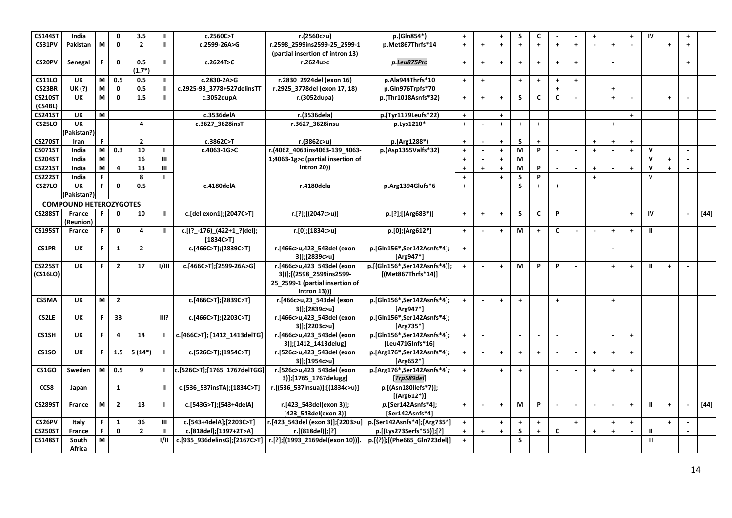| | | | | | | | | | | | | | | | | | | | | | | |
|---|---|---|---|---|---|---|---|---|---|---|---|---|---|---|---|---|---|---|---|---|---|---|
| **CS144ST** | India | | 0 | 3.5 | II | c.2560C>T | r.(2560c>u) | p.(Gln854*) | + | | + | S | C | - | - | + | | + | IV | | + | |
| **CS31PV** | Pakistan | M | 0 | 2 | II | c.2599-26A>G | r.2598_2599ins2599-25_2599-1 (partial insertion of intron 13) | p.Met867Thrfs*14 | + | + | + | + | + | + | + | - | + | - | | + | + | |
| **CS20PV** | Senegal | F | 0 | 0.5 (1.7*) | II | c.2624T>C | r.2624u>c | ***p.Leu875Pro*** | + | + | + | + | + | + | + | | - | | | | + | |
| **CS11LO** | UK | M | 0.5 | 0.5 | II | c.2830-2A>G | r.2830_2924del (exon 16) | p.Ala944Thrfs*10 | + | + | | + | + | + | + | | | | | | | |
| **CS23BR** | UK (?) | M | 0 | 0.5 | II | c.2925-93_3778+527delinsTT | r.2925_3778del (exon 17, 18) | p.Gln976Trpfs*70 | | | | | | + | | | + | | | | | |
| **CS210ST (CS4BL)** | UK | M | 0 | 1.5 | II | c.3052dupA | r.(3052dupa) | p.(Thr1018Asnfs*32) | + | + | + | S | C | C | - | | + | - | | + | - | |
| **CS241ST** | UK | M | | | | c.3536delA | r.(3536dela) | p.(Tyr1179Leufs*22) | + | | + | | | | | | | + | | | | |
| **CS25LO** | UK (Pakistan?) | | | 4 | | c.3627_3628insT | r.3627_3628insu | p.Lys1210* | + | - | + | + | + | | | | + | | | | | |
| **CS270ST** | Iran | F | | 2 | | c.3862C>T | r.(3862c>u) | p.(Arg1288*) | + | - | + | S | + | | | + | + | + | | | | |
| **CS071ST** | India | M | 0.3 | 10 | I | c.4063-1G>C | r.(4062_4063ins4063-139_4063-1;4063-1g>c (partial insertion of intron 20)) | p.(Asp1355Valfs*32) | + | - | + | M | P | - | - | + | - | + | V | | - | |
| **CS204ST** | India | M | | 16 | III | | | | + | - | + | M | | | | | | | V | + | - | |
| **CS221ST** | India | M | 4 | 13 | III | | | | + | + | + | M | P | - | - | + | - | + | V | + | - | |
| **CS222ST** | India | F | | 8 | I | | | | + | | + | S | P | | | + | | | V | | | |
| **CS27LO** | UK (Pakistan?) | F | 0 | 0.5 | | c.4180delA | r.4180dela | p.Arg1394Glufs*6 | + | | | S | + | + | | | | | | | | |
| **COMPOUND HETEROZYGOTES** | | | | | | | | | | | | | | | | | | | | | | |
| **CS288ST** | France (Reunion) | F | 0 | 10 | II | c.[del exon1];[2047C>T] | r.[?];[(2047c>u)] | p.[?];[(Arg683*)] | + | + | + | S | C | P | | | | + | IV | | - | [44] |
| **CS195ST** | France | F | 0 | 4 | II | c.[(?_-176)_(422+1_?)del];[1834C>T] | r.[0];[1834c>u] | p.[0];[Arg612*] | + | - | + | M | + | C | - | - | + | + | II | | | |
| **CS1PR** | UK | F | 1 | 2 | | c.[466C>T];[2839C>T] | r.[466c>u,423_543del (exon 3)];[2839c>u] | p.[Gln156*,Ser142Asnfs*4];[Arg947*] | + | | | | | | | | - | | | | | |
| **CS225ST (CS16LO)** | UK | F | 2 | 17 | I/III | c.[466C>T];[2599-26A>G] | r.[466c>u,423_543del (exon 3)];[(2598_2599ins2599-25_2599-1 (partial insertion of intron 13))] | p.[(Gln156*,Ser142Asnfs*4)];[(Met867Thrfs*14)] | + | - | + | M | P | P | - | | + | + | II | + | - | |
| **CS5MA** | UK | M | 2 | | | c.[466C>T];[2839C>T] | r.[466c>u,23_543del (exon 3)];[2839c>u] | p.[Gln156*,Ser142Asnfs*4];[Arg947*] | + | - | + | + | | + | | | + | | | | | |
| **CS2LE** | UK | F | 33 | | III? | c.[466C>T];[2203C>T] | r.[466c>u,423_543del (exon 3)];[2203c>u] | p.[Gln156*,Ser142Asnfs*4];[Arg735*] | | | | | | | | | | | | | | |
| **CS1SH** | UK | F | 4 | 14 | I | c.[466C>T]; [1412_1413delTG] | r.[466c>u,423_543del (exon 3)];[1412_1413delug] | p.[Gln156*,Ser142Asnfs*4];[Leu471Glnfs*16] | + | - | | - | - | - | | | - | + | | | | |
| **CS1SO** | UK | F | 1.5 | 5 (14*) | I | c.[526C>T];[1954C>T] | r.[526c>u,423_543del (exon 3)];[1954c>u] | p.[Arg176*,Ser142Asnfs*4];[Arg652*] | + | - | + | + | + | - | - | + | + | + | | | | |
| **CS1GO** | Sweden | M | 0.5 | 9 | I | c.[526C>T];[1765_1767delTGG] | r.[526c>u,423_543del (exon 3)];[1765_1767delugg] | p.[Arg176*,Ser142Asnfs*4];[*Trp589del*] | + | | + | + | | - | - | + | + | + | | | | |
| **CCS8** | Japan | | 1 | | II | c.[536_537insTA];[1834C>T] | r.[(536_537insua)];[(1834c>u)] | p.[(Asn180Ilefs*7)];[(Arg612*)] | | | | | | | | | | | | | | |
| **CS289ST** | France | M | 2 | 13 | I | c.[543G>T];[543+4delA] | r.[423_543del(exon 3)];[423_543del(exon 3)] | *p.*[Ser142Asnfs*4];[Ser142Asnfs*4] | + | - | + | M | P | - | - | - | - | + | II | + | - | [44] |
| **CS26PV** | Italy | F | 1 | 36 | III | c.[543+4delA];[2203C>T] | r.[423_543del (exon 3)];[2203>u] | p.[Ser142Asnfs*4];[Arg735*] | + | | + | + | + | | + | | + | + | | + | - | |
| **CS250ST** | France | F | 0 | 2 | II | c.[818del];[1397+2T>A] | r.[(818del)];[?] | p.[(Lys273Serfs*56)];[?] | + | + | + | S | + | C | | + | + | - | II | | - | |
| **CS148ST** | South Africa | M | | | I/II | c.[935_936delinsG];[2167C>T] | r.[?];[(1993_2169del(exon 10))]. | p.[(?)];[(Phe665_Gln723del)] | + | | | S | | | | | | | III | | | |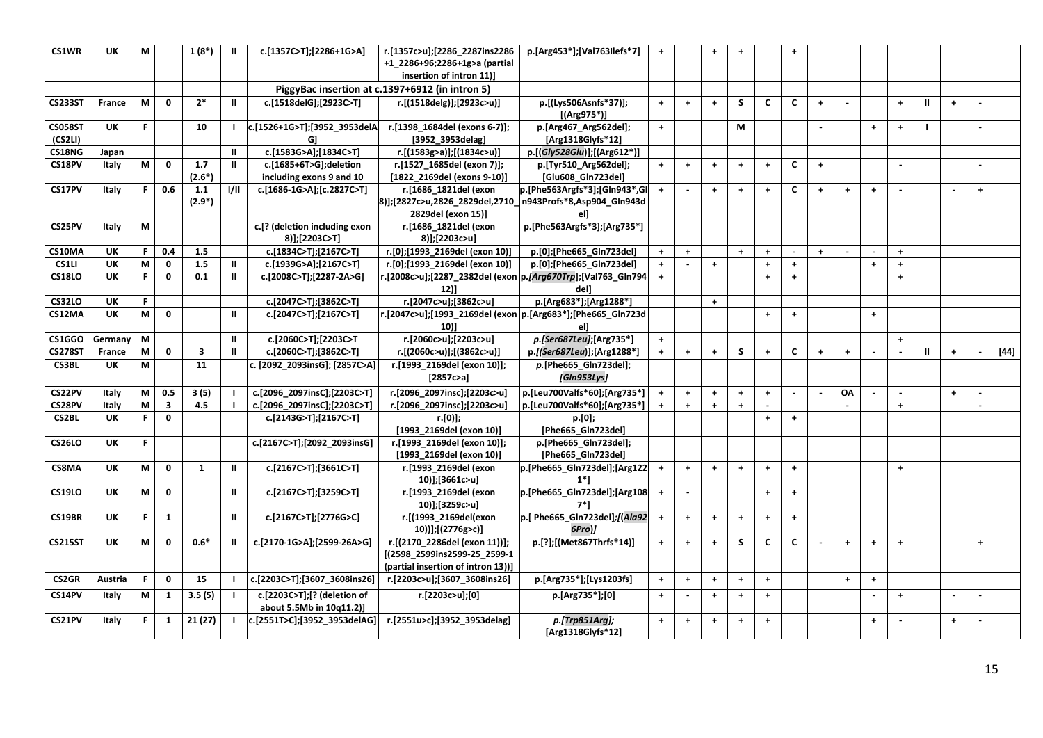| | | | | | | | | | | | | | | | | | | | | | | |
|---|---|---|---|---|---|---|---|---|---|---|---|---|---|---|---|---|---|---|---|---|---|---|
| **CS1WR** | **UK** | **M** | | **1 (8*)** | **II** | **c.[1357C>T];[2286+1G>A]** | **r.[1357c>u];[2286_2287ins2286+1_2286+96;2286+1g>a (partial insertion of intron 11)]** | **p.[Arg453*];[Val763Ilefs*7]** | **+** | | **+** | **+** | | **+** | | | | | | | | |
| | | | | | | **PiggyBac insertion at c.1397+6912 (in intron 5)** | | | | | | | | | | | | | | | | |
| **CS233ST** | **France** | **M** | **0** | **2*** | **II** | **c.[1518delG];[2923C>T]** | **r.[(1518delg)];[2923c>u)]** | **p.[(Lys506Asnfs*37)];[(Arg975*)]** | **+** | **+** | **+** | **S** | **C** | **C** | **+** | **-** | | **+** | **II** | **+** | **-** | |
| **CS058ST (CS2LI)** | **UK** | **F** | | **10** | **I** | **c.[1526+1G>T];[3952_3953delAG]** | **r.[1398_1684del (exons 6-7)];[3952_3953delag]** | **p.[Arg467_Arg562del];[Arg1318Glyfs*12]** | **+** | | | **M** | | | | **-** | **+** | **+** | **I** | | **-** | |
| **CS18NG** | **Japan** | | | | **II** | **c.[1583G>A];[1834C>T]** | **r.[(1583g>a)];[(1834c>u)]** | **p.[(*Gly528Glu*)];[(Arg612*)]** | | | | | | | | | | | | | | |
| **CS18PV** | **Italy** | **M** | **0** | **1.7 (2.6*)** | **II** | **c.[1685+6T>G];deletion including exons 9 and 10** | **r.[1527_1685del (exon 7)];[1822_2169del (exons 9-10)]** | **p.[Tyr510_Arg562del];[Glu608_Gln723del]** | **+** | **+** | **+** | **+** | **+** | **C** | **+** | | | **-** | | | **-** | |
| **CS17PV** | **Italy** | **F** | **0.6** | **1.1 (2.9*)** | **I/II** | **c.[1686-1G>A];[c.2827C>T]** | **r.[1686_1821del (exon 8)];[2827c>u,2826_2829del,2710_2829del (exon 15)]** | **p.[Phe563Argfs*3];[Gln943*,Gln943Profs*8,Asp904_Gln943del]** | **+** | **-** | **+** | **+** | **+** | **C** | **+** | **+** | **+** | **-** | | **-** | **+** | |
| **CS25PV** | **Italy** | **M** | | | | **c.[? (deletion including exon 8)];[2203C>T]** | **r.[1686_1821del (exon 8)];[2203c>u]** | **p.[Phe563Argfs*3];[Arg735*]** | | | | | | | | | | | | | | |
| **CS10MA** | **UK** | **F** | **0.4** | **1.5** | | **c.[1834C>T];[2167C>T]** | **r.[0];[1993_2169del (exon 10)]** | **p.[0];[Phe665_Gln723del]** | **+** | **+** | | **+** | **+** | **-** | **+** | **-** | **-** | **+** | | | | |
| **CS1LI** | **UK** | **M** | **0** | **1.5** | **II** | **c.[1939G>A];[2167C>T]** | **r.[0];[1993_2169del (exon 10)]** | **p.[0];[Phe665_Gln723del]** | **+** | **-** | **+** | | **+** | **+** | | | **+** | **+** | | | | |
| **CS18LO** | **UK** | **F** | **0** | **0.1** | **II** | **c.[2008C>T];[2287-2A>G]** | **r.[2008c>u];[2287_2382del (exon 12)]** | **p.[*Arg670Trp*];[Val763_Gln794del]** | **+** | | | | **+** | **+** | | | | **+** | | | | |
| **CS32LO** | **UK** | **F** | | | | **c.[2047C>T];[3862C>T]** | **r.[2047c>u];[3862c>u]** | **p.[Arg683*];[Arg1288*]** | | | **+** | | | | | | | | | | | |
| **CS12MA** | **UK** | **M** | **0** | | **II** | **c.[2047C>T];[2167C>T]** | **r.[2047c>u];[1993_2169del (exon 10)]** | **p.[Arg683*];[Phe665_Gln723del]** | | | | | **+** | **+** | | | **+** | | | | | |
| **CS1GGO** | **Germany** | **M** | | | **II** | **c.[2060C>T];[2203C>T** | **r.[2060c>u];[2203c>u]** | ***p.[Ser687Leu]*;[Arg735*]** | **+** | | | | | | | | | **+** | | | | |
| **CS278ST** | **France** | **M** | **0** | **3** | **II** | **c.[2060C>T];[3862C>T]** | **r.[(2060c>u)];[(3862c>u)]** | **p.[(*Ser687Leu*)];[Arg1288*]** | **+** | **+** | **+** | **S** | **+** | **C** | **+** | **+** | **-** | **-** | **II** | **+** | **-** | **[44]** |
| **CS3BL** | **UK** | **M** | | **11** | | **c. [2092_2093insG]; [2857C>A]** | **r.[1993_2169del (exon 10)]; [2857c>a]** | ***p.*[Phe665_Gln723del]; *[Gln953Lys]*** | | | | | | | | | | | | | | |
| **CS22PV** | **Italy** | **M** | **0.5** | **3 (5)** | **I** | **c.[2096_2097insC];[2203C>T]** | **r.[2096_2097insc];[2203c>u]** | **p.[Leu700Valfs*60];[Arg735*]** | **+** | **+** | **+** | **+** | **+** | **-** | **-** | **OA** | **-** | **-** | | **+** | **-** | |
| **CS28PV** | **Italy** | **M** | **3** | **4.5** | **I** | **c.[2096_2097insC];[2203C>T]** | **r.[2096_2097insc];[2203c>u]** | **p.[Leu700Valfs*60];[Arg735*]** | **+** | **+** | **+** | **+** | **-** | | | | **-** | **+** | | | **-** | |
| **CS2BL** | **UK** | **F** | **0** | | | **c.[2143G>T];[2167C>T]** | **r.[0]; [1993_2169del (exon 10)]** | **p.[0]; [Phe665_Gln723del]** | | | | | **+** | **+** | | | | | | | | |
| **CS26LO** | **UK** | **F** | | | | **c.[2167C>T];[2092_2093insG]** | **r.[1993_2169del (exon 10)]; [1993_2169del (exon 10)]** | **p.[Phe665_Gln723del]; [Phe665_Gln723del]** | | | | | | | | | | | | | | |
| **CS8MA** | **UK** | **M** | **0** | **1** | **II** | **c.[2167C>T];[3661C>T]** | **r.[1993_2169del (exon 10)];[3661c>u]** | **p.[Phe665_Gln723del];[Arg1221*]** | **+** | **+** | **+** | **+** | **+** | **+** | | | | **+** | | | | |
| **CS19LO** | **UK** | **M** | **0** | | **II** | **c.[2167C>T];[3259C>T]** | **r.[1993_2169del (exon 10)];[3259c>u]** | **p.[Phe665_Gln723del];[Arg1087*]** | **+** | **-** | | | **+** | **+** | | | | | | | | |
| **CS19BR** | **UK** | **F** | **1** | | **II** | **c.[2167C>T];[2776G>C]** | **r.[(1993_2169del(exon 10))];[(2776g>c)]** | **p.[ Phe665_Gln723del];*[(Ala926Pro)]*** | **+** | **+** | **+** | **+** | **+** | **+** | | | | | | | | |
| **CS215ST** | **UK** | **M** | **0** | **0.6*** | **II** | **c.[2170-1G>A];[2599-26A>G]** | **r.[(2170_2286del (exon 11))];[(2598_2599ins2599-25_2599-1 (partial insertion of intron 13))]** | **p.[?];[(Met867Thrfs*14)]** | **+** | **+** | **+** | **S** | **C** | **C** | **-** | **+** | **+** | **+** | | | **+** | |
| **CS2GR** | **Austria** | **F** | **0** | **15** | **I** | **c.[2203C>T];[3607_3608ins26]** | **r.[2203c>u];[3607_3608ins26]** | **p.[Arg735*];[Lys1203fs]** | **+** | **+** | **+** | **+** | **+** | | | **+** | **+** | | | | | |
| **CS14PV** | **Italy** | **M** | **1** | **3.5 (5)** | **I** | **c.[2203C>T];[? (deletion of about 5.5Mb in 10q11.2)]** | **r.[2203c>u];[0]** | **p.[Arg735*];[0]** | **+** | **-** | **+** | **+** | **+** | | | | **-** | **+** | | **-** | **-** | |
| **CS21PV** | **Italy** | **F** | **1** | **21 (27)** | **I** | **c.[2551T>C];[3952_3953delAG]** | **r.[2551u>c];[3952_3953delag]** | ***p.[Trp851Arg];* [Arg1318Glyfs*12]** | **+** | **+** | **+** | **+** | **+** | | | | **+** | **-** | | **+** | **-** | |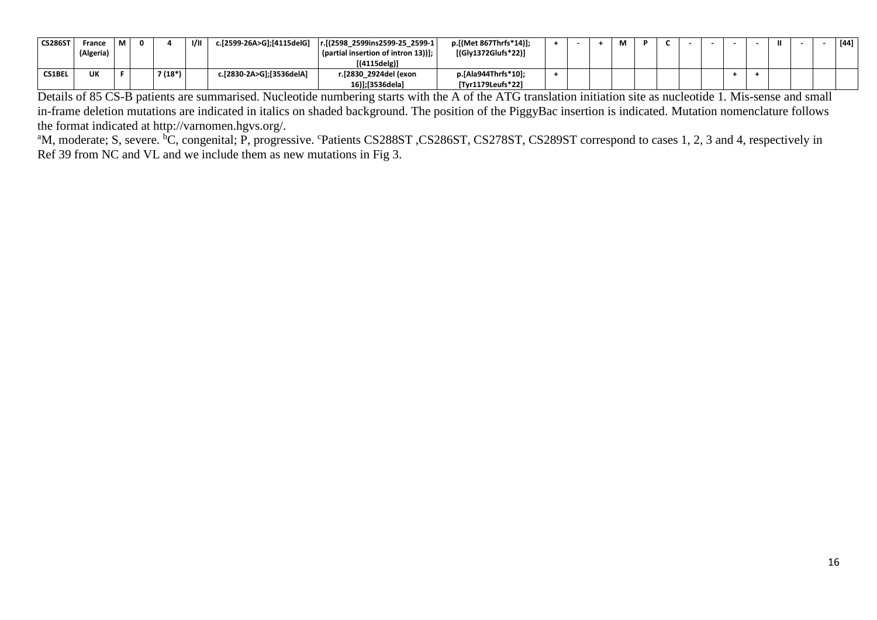| | | | | | | | | | | | | | | | | | | | | | | |
|---|---|---|---|---|---|---|---|---|---|---|---|---|---|---|---|---|---|---|---|---|---|---|
| **CS286ST** | France (Algeria) | M | 0 | 4 | I/II | c.[2599-26A>G];[4115delG] | r.[(2598_2599ins2599-25_2599-1 (partial insertion of intron 13))]; [(4115delg)] | p.[(Met 867Thrfs*14)]; [(Gly1372Glufs*22)] | + | - | + | M | P | C | - | - | - | - | II | - | - | [44] |
| **CS1BEL** | UK | F | | 7 (18*) | | c.[2830-2A>G];[3536delA] | r.[2830_2924del (exon 16)];[3536dela] | p.[Ala944Thrfs*10]; [Tyr1179Leufs*22] | + | | | | | | | | + | + | | | | |

Details of 85 CS-B patients are summarised. Nucleotide numbering starts with the A of the ATG translation initiation site as nucleotide 1. Mis-sense and small in-frame deletion mutations are indicated in italics on shaded background. The position of the PiggyBac insertion is indicated. Mutation nomenclature follows the format indicated at http://varnomen.hgvs.org/.

[a]M, moderate; S, severe. [b]C, congenital; P, progressive. [c]Patients CS288ST ,CS286ST, CS278ST, CS289ST correspond to cases 1, 2, 3 and 4, respectively in Ref 39 from NC and VL and we include them as new mutations in Fig 3.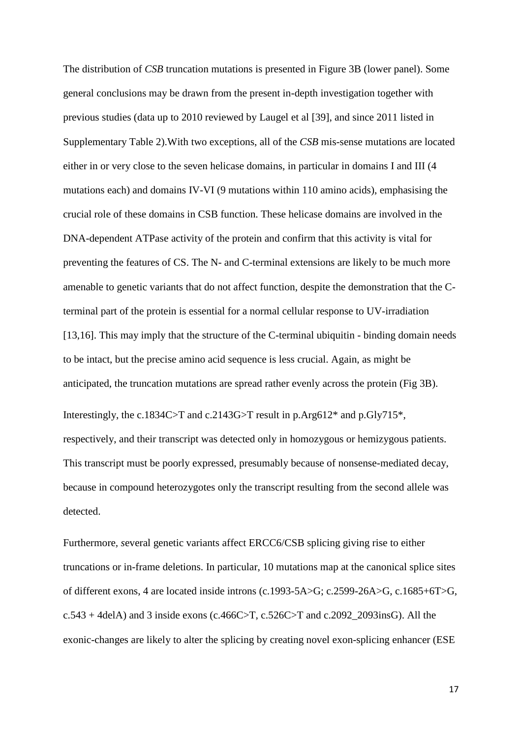The distribution of *CSB* truncation mutations is presented in Figure 3B (lower panel). Some general conclusions may be drawn from the present in-depth investigation together with previous studies (data up to 2010 reviewed by Laugel et al [39], and since 2011 listed in Supplementary Table 2).With two exceptions, all of the *CSB* mis-sense mutations are located either in or very close to the seven helicase domains, in particular in domains I and III (4 mutations each) and domains IV-VI (9 mutations within 110 amino acids), emphasising the crucial role of these domains in CSB function. These helicase domains are involved in the DNA-dependent ATPase activity of the protein and confirm that this activity is vital for preventing the features of CS. The N- and C-terminal extensions are likely to be much more amenable to genetic variants that do not affect function, despite the demonstration that the C-terminal part of the protein is essential for a normal cellular response to UV-irradiation [13,16]. This may imply that the structure of the C-terminal ubiquitin - binding domain needs to be intact, but the precise amino acid sequence is less crucial. Again, as might be anticipated, the truncation mutations are spread rather evenly across the protein (Fig 3B).

Interestingly, the c.1834C>T and c.2143G>T result in p.Arg612* and p.Gly715*, respectively, and their transcript was detected only in homozygous or hemizygous patients. This transcript must be poorly expressed, presumably because of nonsense-mediated decay, because in compound heterozygotes only the transcript resulting from the second allele was detected.

Furthermore, *s*everal genetic variants affect ERCC6/CSB splicing giving rise to either truncations or in-frame deletions. In particular, 10 mutations map at the canonical splice sites of different exons, 4 are located inside introns (c.1993-5A>G; c.2599-26A>G, c.1685+6T>G, c.543 + 4delA) and 3 inside exons (c.466C>T, c.526C>T and c.2092_2093insG). All the exonic-changes are likely to alter the splicing by creating novel exon-splicing enhancer (ESE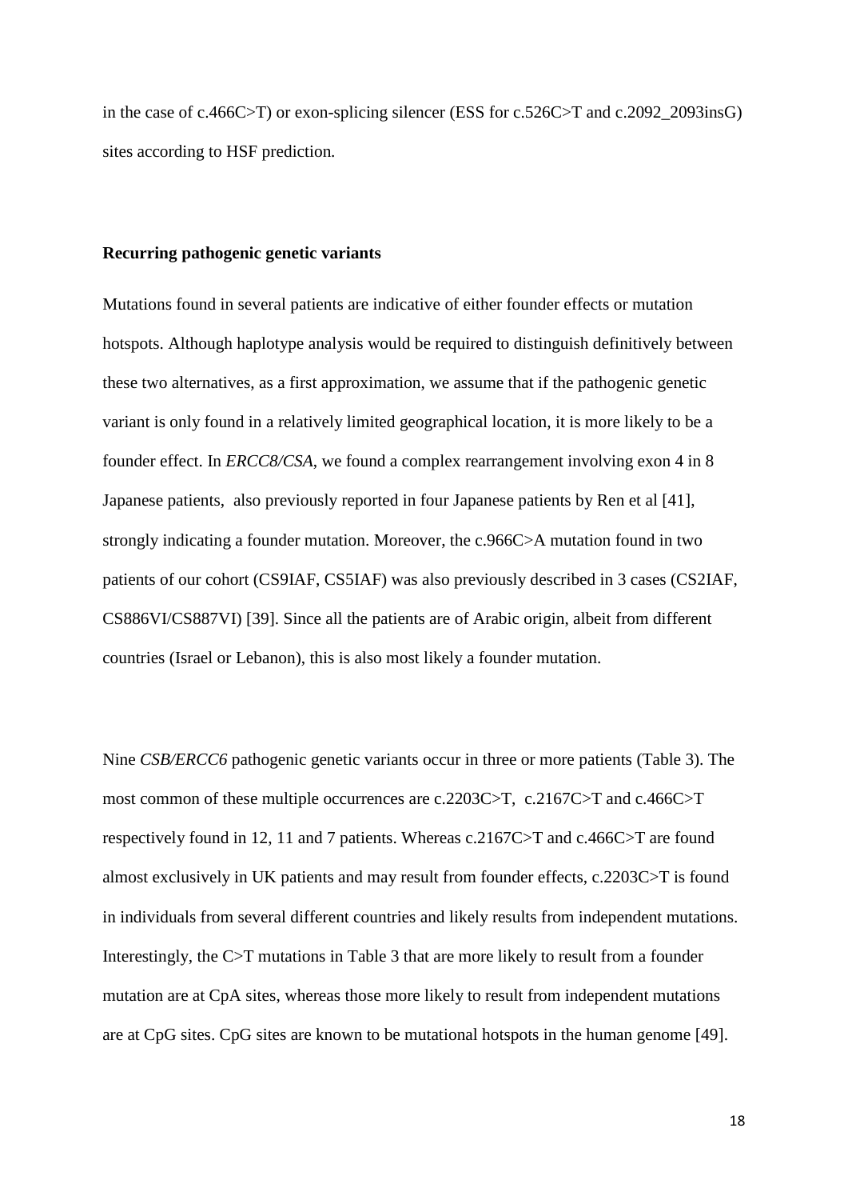in the case of c.466C>T) or exon-splicing silencer (ESS for c.526C>T and c.2092_2093insG) sites according to HSF prediction.

**Recurring pathogenic genetic variants**

Mutations found in several patients are indicative of either founder effects or mutation hotspots. Although haplotype analysis would be required to distinguish definitively between these two alternatives, as a first approximation, we assume that if the pathogenic genetic variant is only found in a relatively limited geographical location, it is more likely to be a founder effect. In *ERCC8/CSA*, we found a complex rearrangement involving exon 4 in 8 Japanese patients, also previously reported in four Japanese patients by Ren et al [41], strongly indicating a founder mutation. Moreover, the c.966C>A mutation found in two patients of our cohort (CS9IAF, CS5IAF) was also previously described in 3 cases (CS2IAF, CS886VI/CS887VI) [39]. Since all the patients are of Arabic origin, albeit from different countries (Israel or Lebanon), this is also most likely a founder mutation.

Nine *CSB/ERCC6* pathogenic genetic variants occur in three or more patients (Table 3). The most common of these multiple occurrences are c.2203C>T, c.2167C>T and c.466C>T respectively found in 12, 11 and 7 patients. Whereas c.2167C>T and c.466C>T are found almost exclusively in UK patients and may result from founder effects, c.2203C>T is found in individuals from several different countries and likely results from independent mutations. Interestingly, the C>T mutations in Table 3 that are more likely to result from a founder mutation are at CpA sites, whereas those more likely to result from independent mutations are at CpG sites. CpG sites are known to be mutational hotspots in the human genome [49].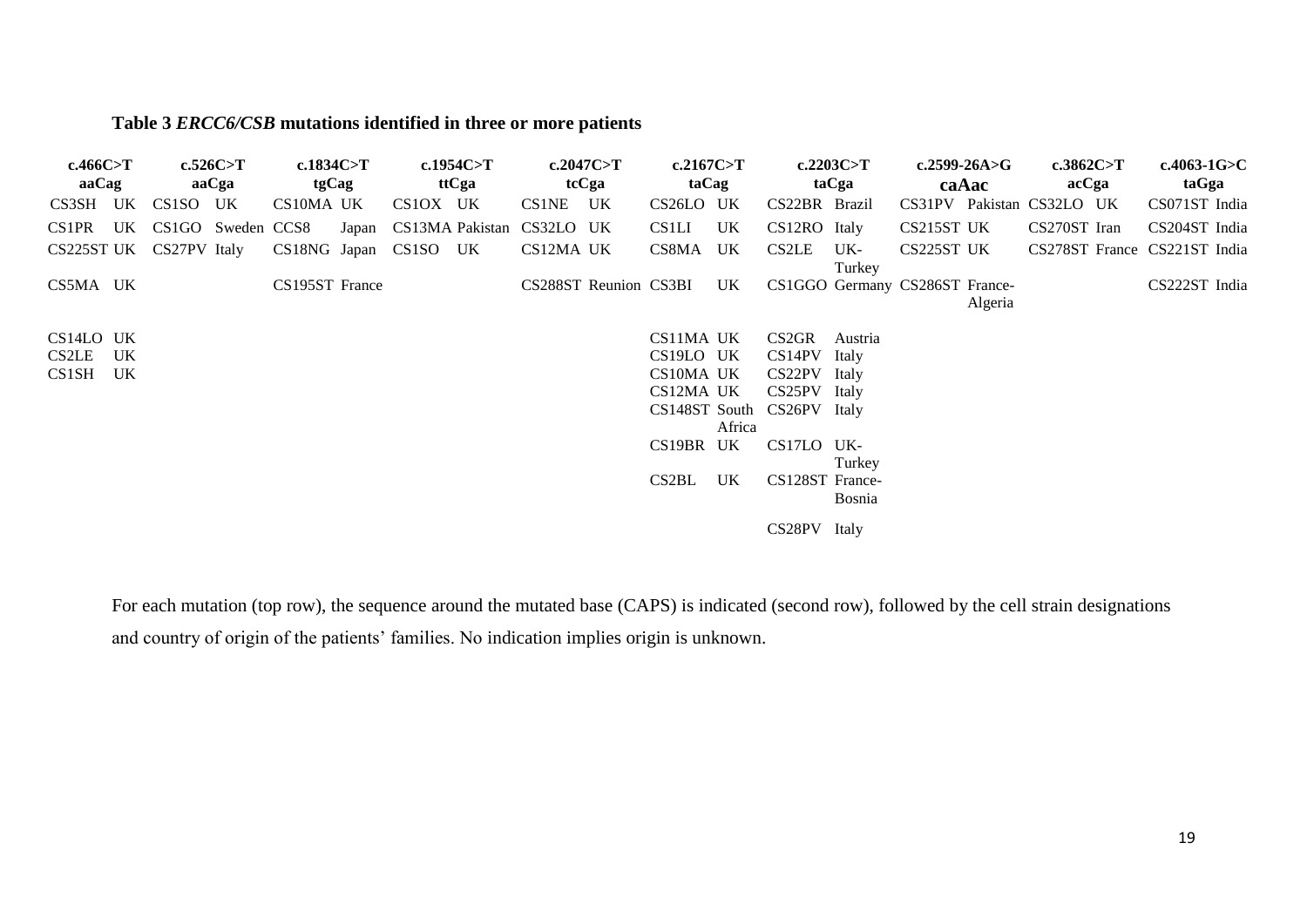**Table 3** ***ERCC6/CSB*** **mutations identified in three or more patients**

| c.466C>T | c.526C>T | c.1834C>T | c.1954C>T | c.2047C>T | c.2167C>T | c.2203C>T | c.2599-26A>G | c.3862C>T | c.4063-1G>C |
|---|---|---|---|---|---|---|---|---|---|
| aaCag | aaCga | tgCag | ttCga | tcCga | taCag | taCga | caAac | acCga | taGga |
| CS3SH UK | CS1SO UK | CS10MA UK | CS1OX UK | CS1NE UK | CS26LO UK | CS22BR Brazil | CS31PV Pakistan | CS32LO UK | CS071ST India |
| CS1PR UK | CS1GO Sweden | CCS8 Japan | CS13MA Pakistan | CS32LO UK | CS1LI UK | CS12RO Italy | CS215ST UK | CS270ST Iran | CS204ST India |
| CS225ST UK | CS27PV Italy | CS18NG Japan | CS1SO UK | CS12MA UK | CS8MA UK | CS2LE UK-Turkey | CS225ST UK | CS278ST France | CS221ST India |
| CS5MA UK | | CS195ST France | | CS288ST Reunion | CS3BI UK | CS1GGO Germany | CS286ST France-Algeria | | CS222ST India |
| CS14LO UK | | | | | CS11MA UK | CS2GR Austria | | | |
| CS2LE UK | | | | | CS19LO UK | CS14PV Italy | | | |
| CS1SH UK | | | | | CS10MA UK | CS22PV Italy | | | |
| | | | | | CS12MA UK | CS25PV Italy | | | |
| | | | | | CS148ST South Africa | CS26PV Italy | | | |
| | | | | | CS19BR UK | CS17LO UK-Turkey | | | |
| | | | | | CS2BL UK | CS128ST France-Bosnia | | | |
| | | | | | | CS28PV Italy | | | |

For each mutation (top row), the sequence around the mutated base (CAPS) is indicated (second row), followed by the cell strain designations and country of origin of the patients' families. No indication implies origin is unknown.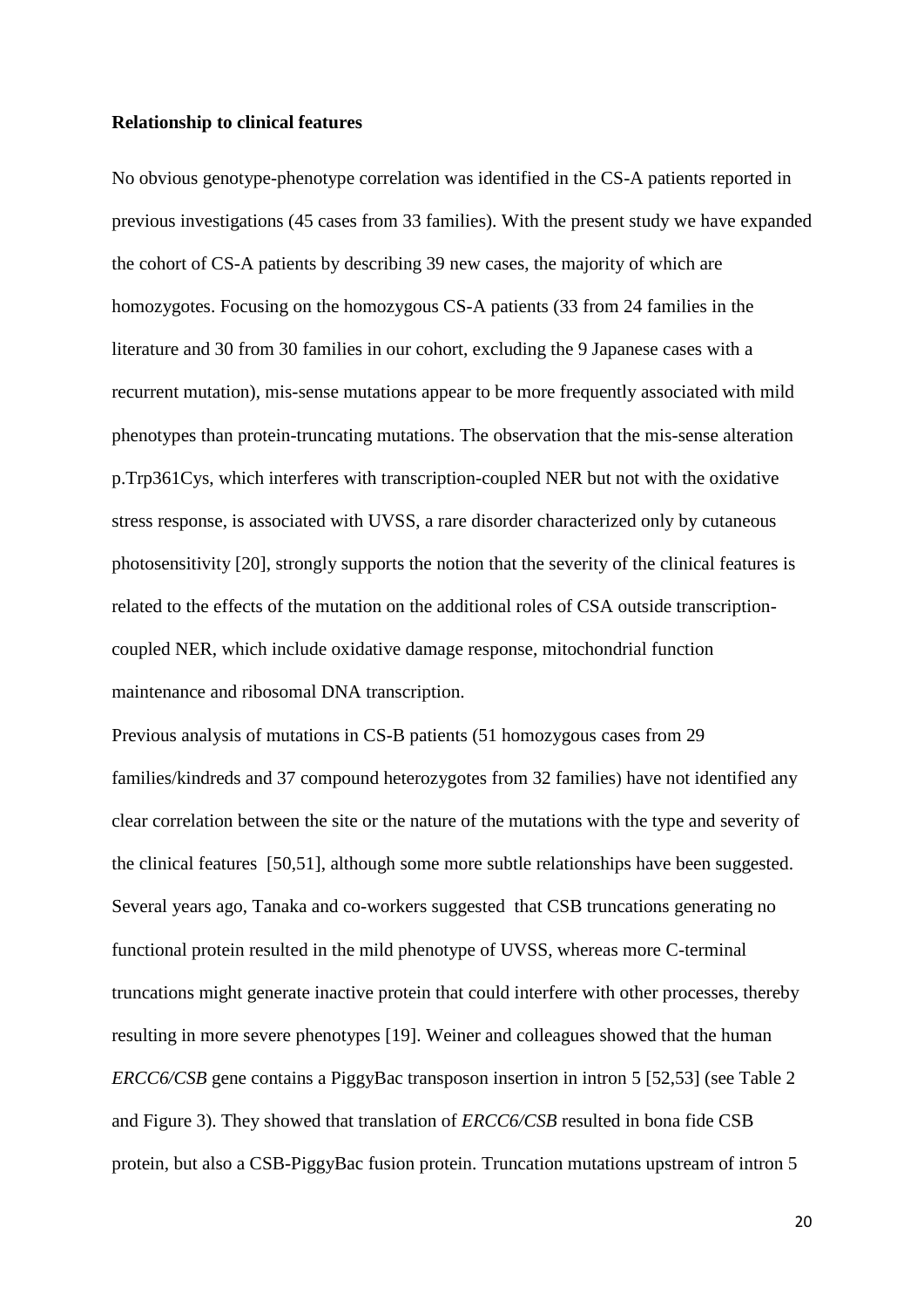**Relationship to clinical features**

No obvious genotype-phenotype correlation was identified in the CS-A patients reported in previous investigations (45 cases from 33 families). With the present study we have expanded the cohort of CS-A patients by describing 39 new cases, the majority of which are homozygotes. Focusing on the homozygous CS-A patients (33 from 24 families in the literature and 30 from 30 families in our cohort, excluding the 9 Japanese cases with a recurrent mutation), mis-sense mutations appear to be more frequently associated with mild phenotypes than protein-truncating mutations. The observation that the mis-sense alteration p.Trp361Cys, which interferes with transcription-coupled NER but not with the oxidative stress response, is associated with UVSS, a rare disorder characterized only by cutaneous photosensitivity [20], strongly supports the notion that the severity of the clinical features is related to the effects of the mutation on the additional roles of CSA outside transcription-coupled NER, which include oxidative damage response, mitochondrial function maintenance and ribosomal DNA transcription.

Previous analysis of mutations in CS-B patients (51 homozygous cases from 29 families/kindreds and 37 compound heterozygotes from 32 families) have not identified any clear correlation between the site or the nature of the mutations with the type and severity of the clinical features [50,51], although some more subtle relationships have been suggested. Several years ago, Tanaka and co-workers suggested that CSB truncations generating no functional protein resulted in the mild phenotype of UVSS, whereas more C-terminal truncations might generate inactive protein that could interfere with other processes, thereby resulting in more severe phenotypes [19]. Weiner and colleagues showed that the human *ERCC6/CSB* gene contains a PiggyBac transposon insertion in intron 5 [52,53] (see Table 2 and Figure 3). They showed that translation of *ERCC6/CSB* resulted in bona fide CSB protein, but also a CSB-PiggyBac fusion protein. Truncation mutations upstream of intron 5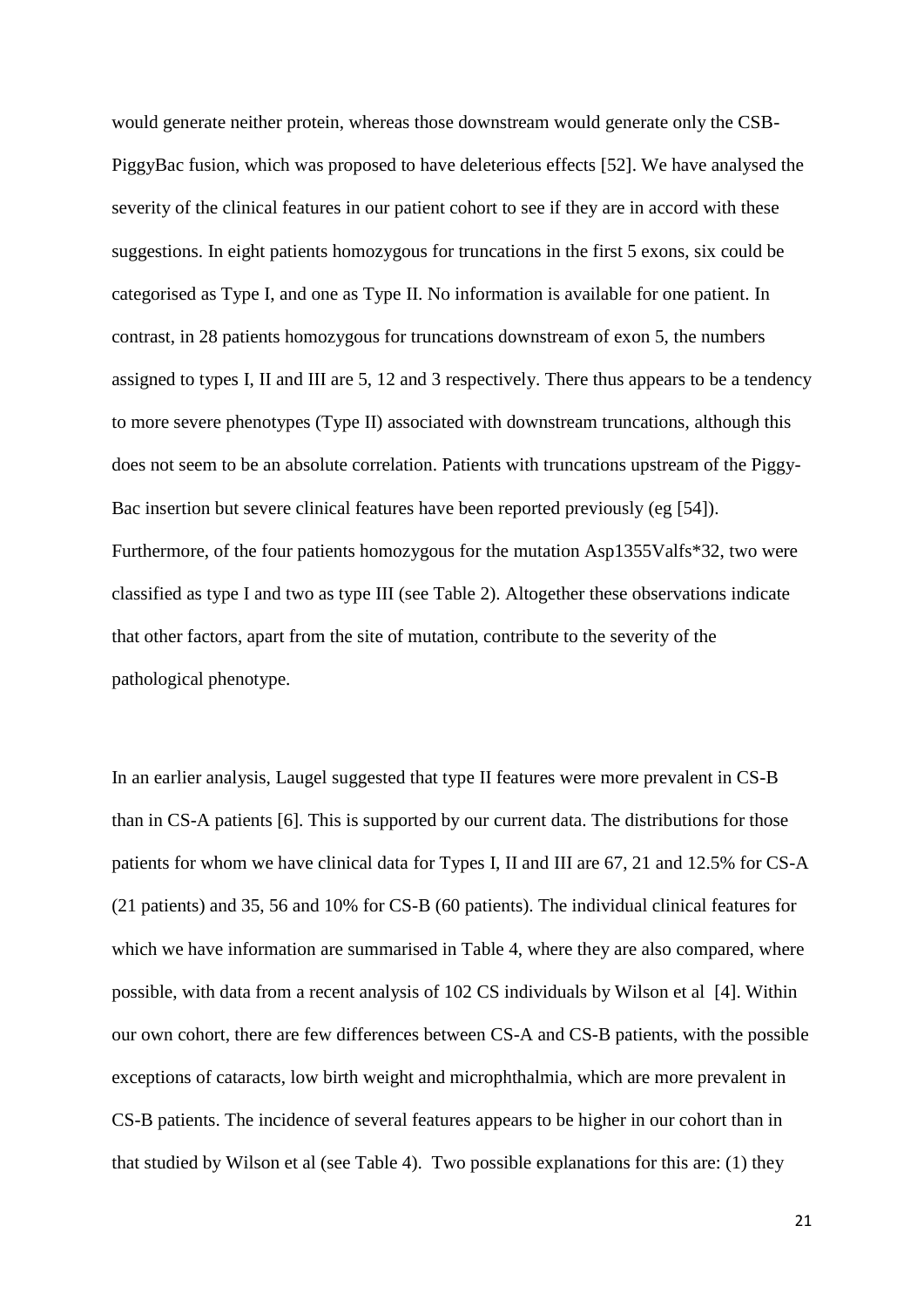would generate neither protein, whereas those downstream would generate only the CSB-PiggyBac fusion, which was proposed to have deleterious effects [52]. We have analysed the severity of the clinical features in our patient cohort to see if they are in accord with these suggestions. In eight patients homozygous for truncations in the first 5 exons, six could be categorised as Type I, and one as Type II. No information is available for one patient. In contrast, in 28 patients homozygous for truncations downstream of exon 5, the numbers assigned to types I, II and III are 5, 12 and 3 respectively. There thus appears to be a tendency to more severe phenotypes (Type II) associated with downstream truncations, although this does not seem to be an absolute correlation. Patients with truncations upstream of the Piggy-Bac insertion but severe clinical features have been reported previously (eg [54]). Furthermore, of the four patients homozygous for the mutation Asp1355Valfs*32, two were classified as type I and two as type III (see Table 2). Altogether these observations indicate that other factors, apart from the site of mutation, contribute to the severity of the pathological phenotype.

In an earlier analysis, Laugel suggested that type II features were more prevalent in CS-B than in CS-A patients [6]. This is supported by our current data. The distributions for those patients for whom we have clinical data for Types I, II and III are 67, 21 and 12.5% for CS-A (21 patients) and 35, 56 and 10% for CS-B (60 patients). The individual clinical features for which we have information are summarised in Table 4, where they are also compared, where possible, with data from a recent analysis of 102 CS individuals by Wilson et al [4]. Within our own cohort, there are few differences between CS-A and CS-B patients, with the possible exceptions of cataracts, low birth weight and microphthalmia, which are more prevalent in CS-B patients. The incidence of several features appears to be higher in our cohort than in that studied by Wilson et al (see Table 4). Two possible explanations for this are: (1) they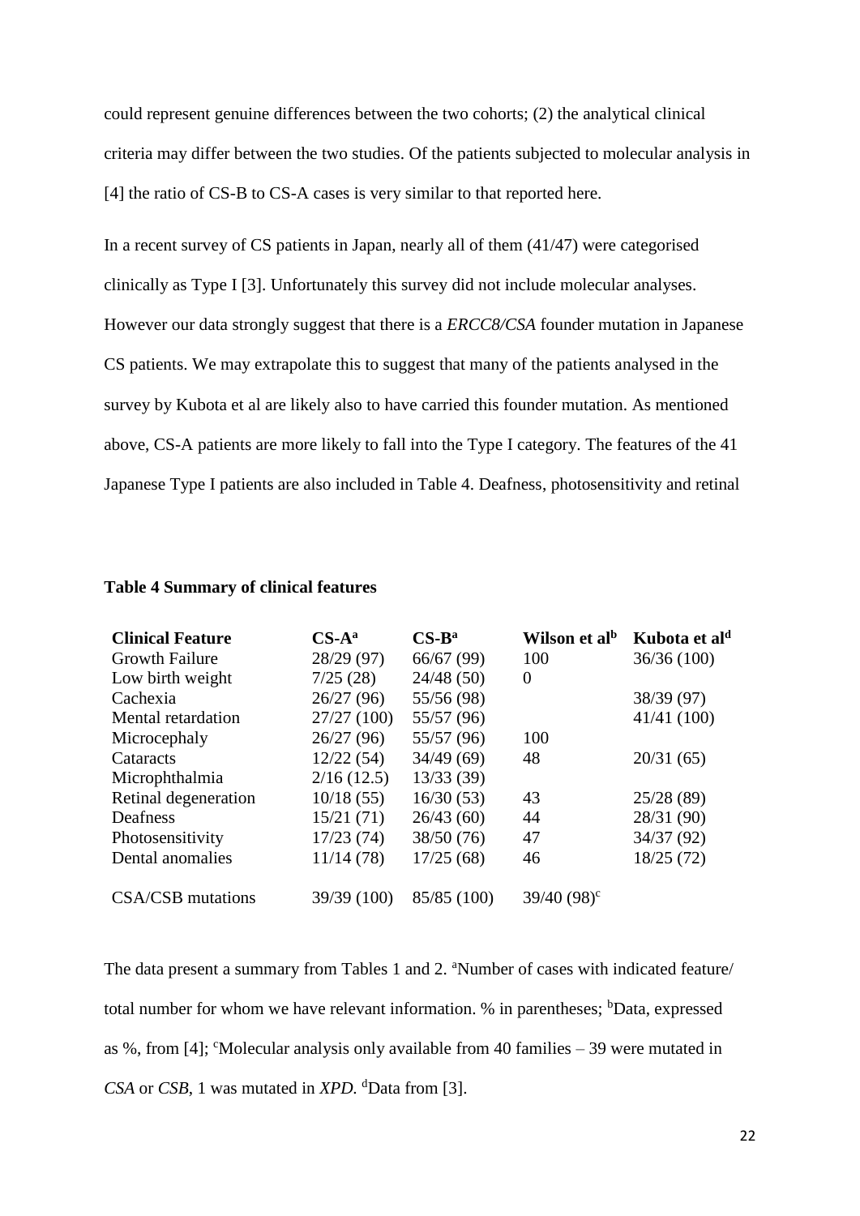could represent genuine differences between the two cohorts; (2) the analytical clinical criteria may differ between the two studies. Of the patients subjected to molecular analysis in [4] the ratio of CS-B to CS-A cases is very similar to that reported here.

In a recent survey of CS patients in Japan, nearly all of them (41/47) were categorised clinically as Type I [3]. Unfortunately this survey did not include molecular analyses. However our data strongly suggest that there is a *ERCC8/CSA* founder mutation in Japanese CS patients. We may extrapolate this to suggest that many of the patients analysed in the survey by Kubota et al are likely also to have carried this founder mutation. As mentioned above, CS-A patients are more likely to fall into the Type I category. The features of the 41 Japanese Type I patients are also included in Table 4. Deafness, photosensitivity and retinal

**Table 4 Summary of clinical features**

| Clinical Feature | CS-A[a] | CS-B[a] | Wilson et al[b] | Kubota et al[d] |
|---|---|---|---|---|
| Growth Failure | 28/29 (97) | 66/67 (99) | 100 | 36/36 (100) |
| Low birth weight | 7/25 (28) | 24/48 (50) | 0 | |
| Cachexia | 26/27 (96) | 55/56 (98) | | 38/39 (97) |
| Mental retardation | 27/27 (100) | 55/57 (96) | | 41/41 (100) |
| Microcephaly | 26/27 (96) | 55/57 (96) | 100 | |
| Cataracts | 12/22 (54) | 34/49 (69) | 48 | 20/31 (65) |
| Microphthalmia | 2/16 (12.5) | 13/33 (39) | | |
| Retinal degeneration | 10/18 (55) | 16/30 (53) | 43 | 25/28 (89) |
| Deafness | 15/21 (71) | 26/43 (60) | 44 | 28/31 (90) |
| Photosensitivity | 17/23 (74) | 38/50 (76) | 47 | 34/37 (92) |
| Dental anomalies | 11/14 (78) | 17/25 (68) | 46 | 18/25 (72) |
| CSA/CSB mutations | 39/39 (100) | 85/85 (100) | 39/40 (98)[c] | |

The data present a summary from Tables 1 and 2. [a]Number of cases with indicated feature/ total number for whom we have relevant information. % in parentheses; [b]Data, expressed as %, from [4]; [c]Molecular analysis only available from 40 families – 39 were mutated in *CSA* or *CSB*, 1 was mutated in *XPD*. [d]Data from [3].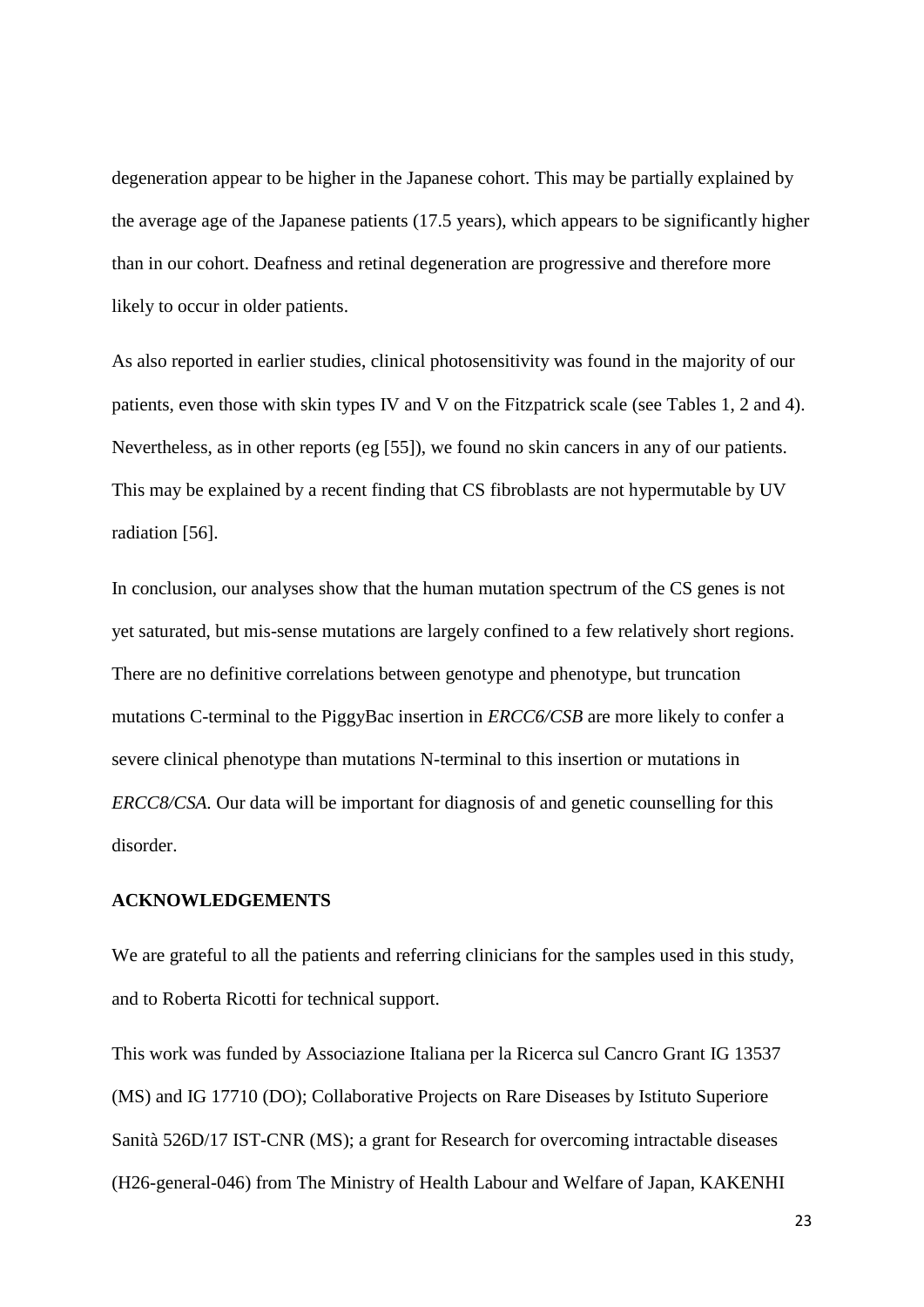degeneration appear to be higher in the Japanese cohort. This may be partially explained by the average age of the Japanese patients (17.5 years), which appears to be significantly higher than in our cohort. Deafness and retinal degeneration are progressive and therefore more likely to occur in older patients.

As also reported in earlier studies, clinical photosensitivity was found in the majority of our patients, even those with skin types IV and V on the Fitzpatrick scale (see Tables 1, 2 and 4). Nevertheless, as in other reports (eg [55]), we found no skin cancers in any of our patients. This may be explained by a recent finding that CS fibroblasts are not hypermutable by UV radiation [56].

In conclusion, our analyses show that the human mutation spectrum of the CS genes is not yet saturated, but mis-sense mutations are largely confined to a few relatively short regions. There are no definitive correlations between genotype and phenotype, but truncation mutations C-terminal to the PiggyBac insertion in *ERCC6/CSB* are more likely to confer a severe clinical phenotype than mutations N-terminal to this insertion or mutations in *ERCC8/CSA.* Our data will be important for diagnosis of and genetic counselling for this disorder.

## ACKNOWLEDGEMENTS

We are grateful to all the patients and referring clinicians for the samples used in this study, and to Roberta Ricotti for technical support.

This work was funded by Associazione Italiana per la Ricerca sul Cancro Grant IG 13537 (MS) and IG 17710 (DO); Collaborative Projects on Rare Diseases by Istituto Superiore Sanità 526D/17 IST-CNR (MS); a grant for Research for overcoming intractable diseases (H26-general-046) from The Ministry of Health Labour and Welfare of Japan, KAKENHI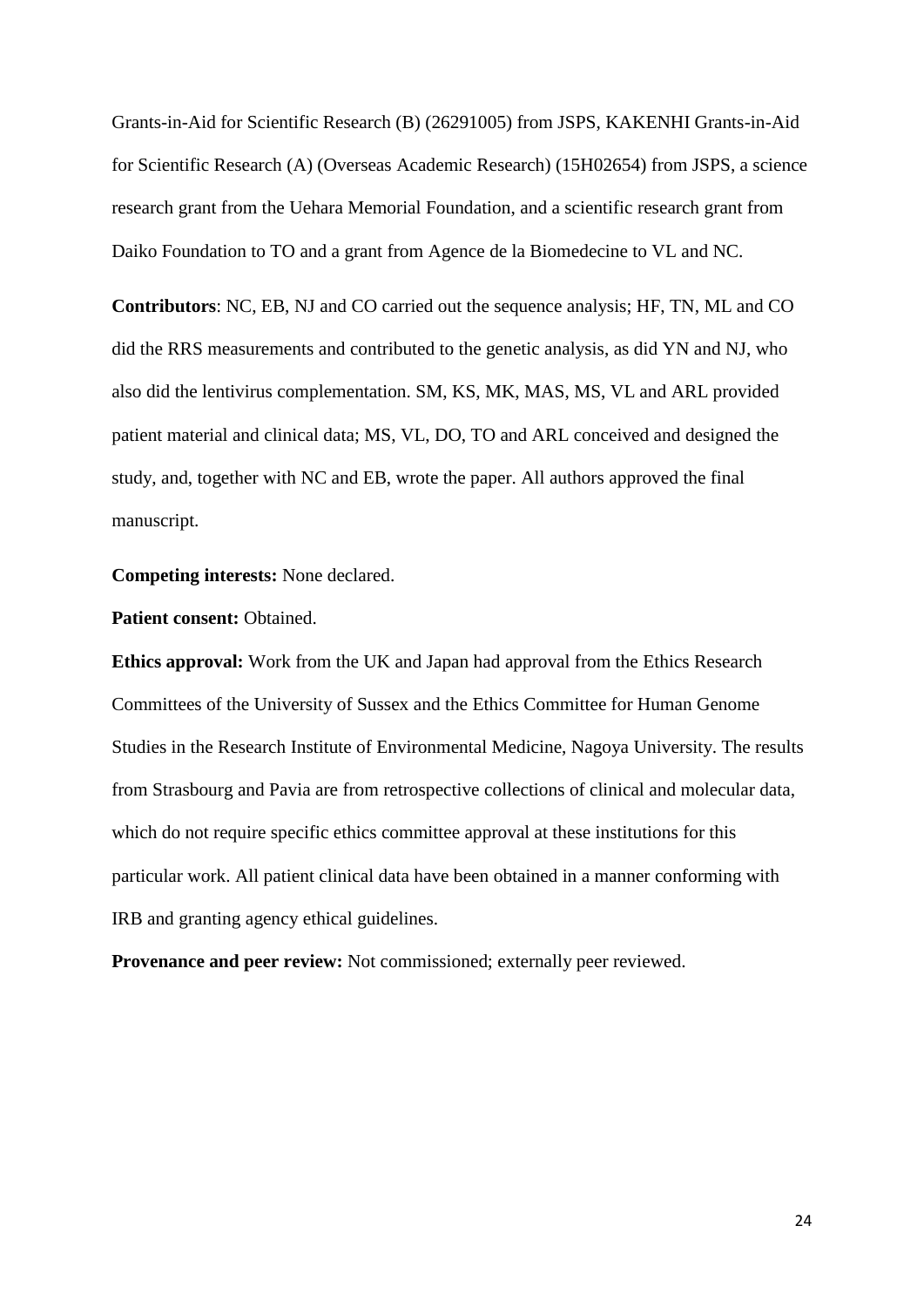Grants-in-Aid for Scientific Research (B) (26291005) from JSPS, KAKENHI Grants-in-Aid for Scientific Research (A) (Overseas Academic Research) (15H02654) from JSPS, a science research grant from the Uehara Memorial Foundation, and a scientific research grant from Daiko Foundation to TO and a grant from Agence de la Biomedecine to VL and NC.

**Contributors**: NC, EB, NJ and CO carried out the sequence analysis; HF, TN, ML and CO did the RRS measurements and contributed to the genetic analysis, as did YN and NJ, who also did the lentivirus complementation. SM, KS, MK, MAS, MS, VL and ARL provided patient material and clinical data; MS, VL, DO, TO and ARL conceived and designed the study, and, together with NC and EB, wrote the paper. All authors approved the final manuscript.

**Competing interests:** None declared.

**Patient consent:** Obtained.

**Ethics approval:** Work from the UK and Japan had approval from the Ethics Research Committees of the University of Sussex and the Ethics Committee for Human Genome Studies in the Research Institute of Environmental Medicine, Nagoya University. The results from Strasbourg and Pavia are from retrospective collections of clinical and molecular data, which do not require specific ethics committee approval at these institutions for this particular work. All patient clinical data have been obtained in a manner conforming with IRB and granting agency ethical guidelines.

**Provenance and peer review:** Not commissioned; externally peer reviewed.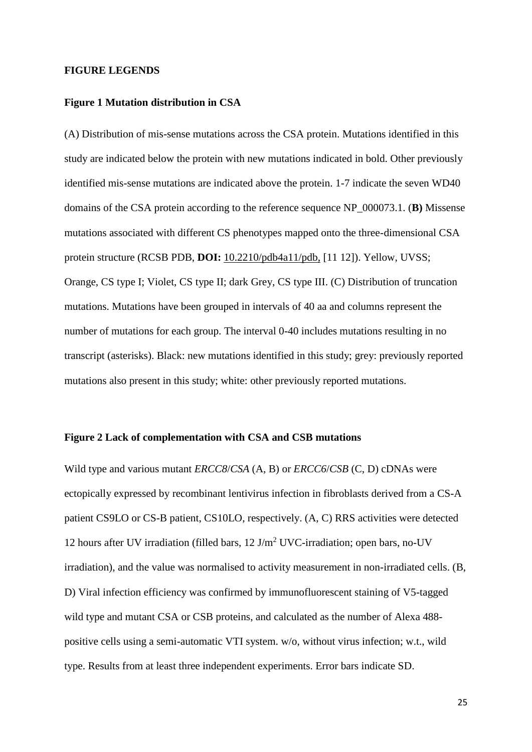**FIGURE LEGENDS**

**Figure 1 Mutation distribution in CSA**

(A) Distribution of mis-sense mutations across the CSA protein. Mutations identified in this study are indicated below the protein with new mutations indicated in bold. Other previously identified mis-sense mutations are indicated above the protein. 1-7 indicate the seven WD40 domains of the CSA protein according to the reference sequence NP_000073.1. (**B)** Missense mutations associated with different CS phenotypes mapped onto the three-dimensional CSA protein structure (RCSB PDB, **DOI:** 10.2210/pdb4a11/pdb, [11 12]). Yellow, UVSS; Orange, CS type I; Violet, CS type II; dark Grey, CS type III. (C) Distribution of truncation mutations. Mutations have been grouped in intervals of 40 aa and columns represent the number of mutations for each group. The interval 0-40 includes mutations resulting in no transcript (asterisks). Black: new mutations identified in this study; grey: previously reported mutations also present in this study; white: other previously reported mutations.

**Figure 2 Lack of complementation with CSA and CSB mutations**

Wild type and various mutant *ERCC8*/*CSA* (A, B) or *ERCC6*/*CSB* (C, D) cDNAs were ectopically expressed by recombinant lentivirus infection in fibroblasts derived from a CS-A patient CS9LO or CS-B patient, CS10LO, respectively. (A, C) RRS activities were detected 12 hours after UV irradiation (filled bars, 12 J/$m^2$ UVC-irradiation; open bars, no-UV irradiation), and the value was normalised to activity measurement in non-irradiated cells. (B, D) Viral infection efficiency was confirmed by immunofluorescent staining of V5-tagged wild type and mutant CSA or CSB proteins, and calculated as the number of Alexa 488-positive cells using a semi-automatic VTI system. w/o, without virus infection; w.t., wild type. Results from at least three independent experiments. Error bars indicate SD.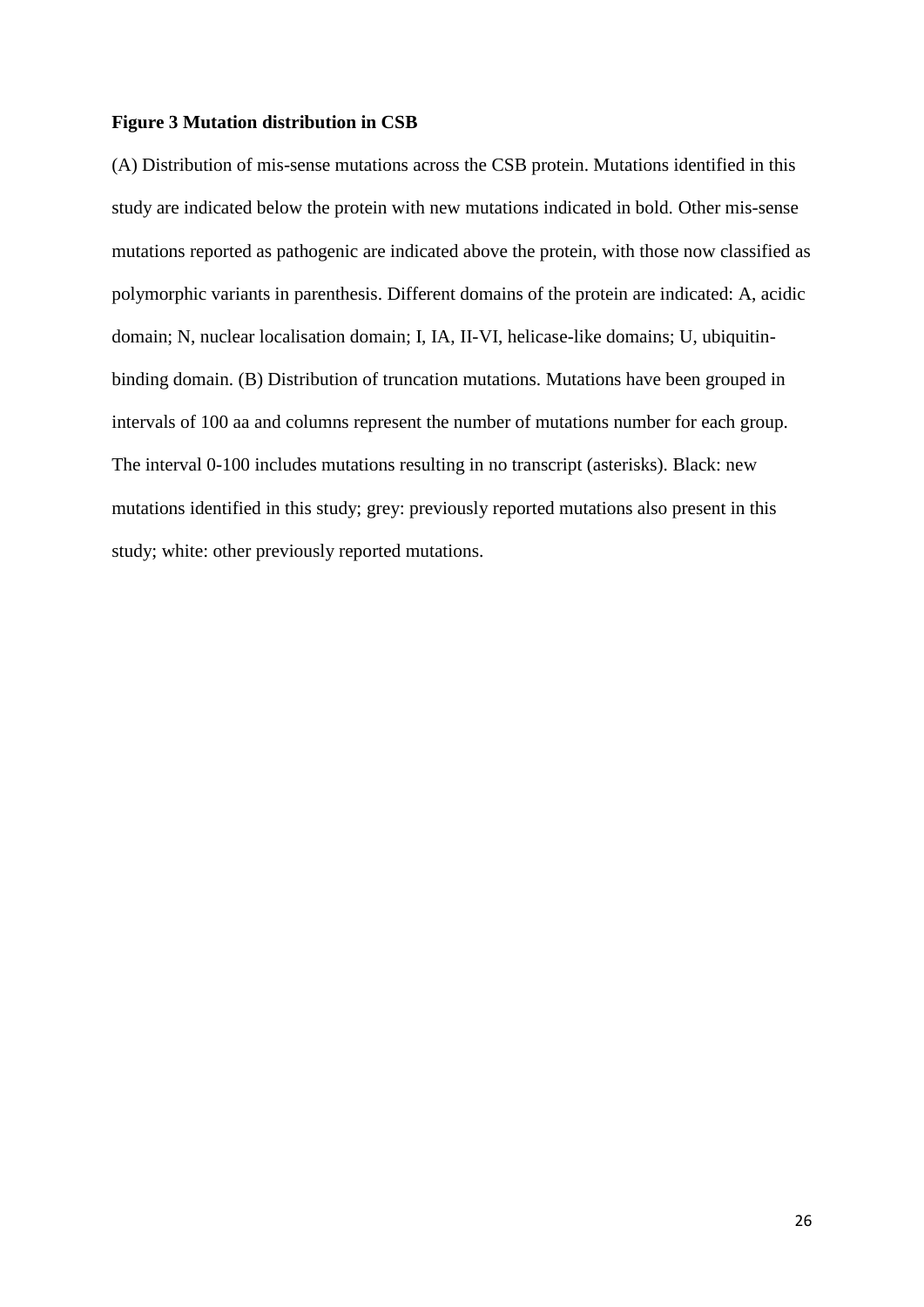**Figure 3 Mutation distribution in CSB**

(A) Distribution of mis-sense mutations across the CSB protein. Mutations identified in this study are indicated below the protein with new mutations indicated in bold. Other mis-sense mutations reported as pathogenic are indicated above the protein, with those now classified as polymorphic variants in parenthesis. Different domains of the protein are indicated: A, acidic domain; N, nuclear localisation domain; I, IA, II-VI, helicase-like domains; U, ubiquitin-binding domain. (B) Distribution of truncation mutations. Mutations have been grouped in intervals of 100 aa and columns represent the number of mutations number for each group. The interval 0-100 includes mutations resulting in no transcript (asterisks). Black: new mutations identified in this study; grey: previously reported mutations also present in this study; white: other previously reported mutations.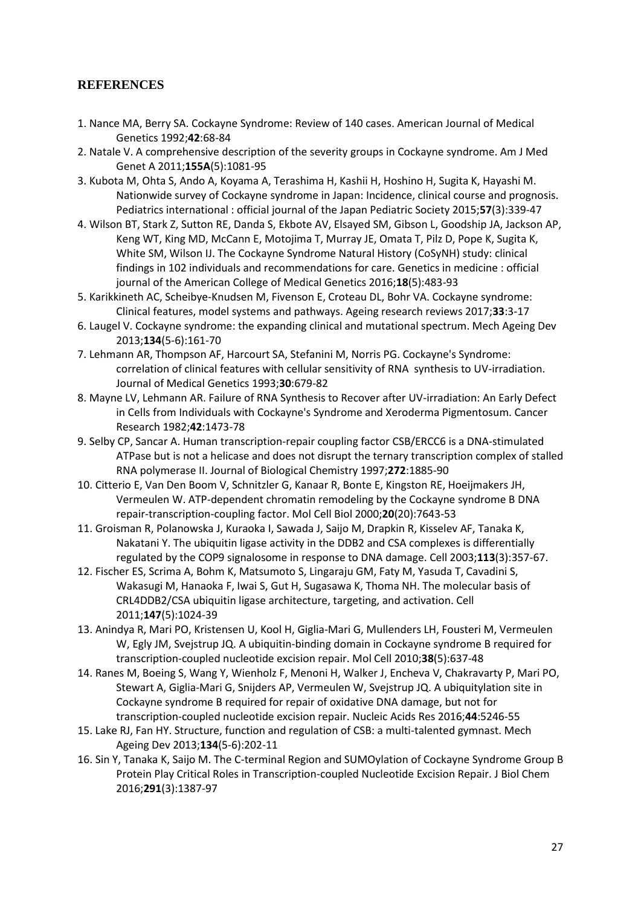## REFERENCES

1. Nance MA, Berry SA. Cockayne Syndrome: Review of 140 cases. American Journal of Medical Genetics 1992;**42**:68-84
2. Natale V. A comprehensive description of the severity groups in Cockayne syndrome. Am J Med Genet A 2011;**155A**(5):1081-95
3. Kubota M, Ohta S, Ando A, Koyama A, Terashima H, Kashii H, Hoshino H, Sugita K, Hayashi M. Nationwide survey of Cockayne syndrome in Japan: Incidence, clinical course and prognosis. Pediatrics international : official journal of the Japan Pediatric Society 2015;**57**(3):339-47
4. Wilson BT, Stark Z, Sutton RE, Danda S, Ekbote AV, Elsayed SM, Gibson L, Goodship JA, Jackson AP, Keng WT, King MD, McCann E, Motojima T, Murray JE, Omata T, Pilz D, Pope K, Sugita K, White SM, Wilson IJ. The Cockayne Syndrome Natural History (CoSyNH) study: clinical findings in 102 individuals and recommendations for care. Genetics in medicine : official journal of the American College of Medical Genetics 2016;**18**(5):483-93
5. Karikkineth AC, Scheibye-Knudsen M, Fivenson E, Croteau DL, Bohr VA. Cockayne syndrome: Clinical features, model systems and pathways. Ageing research reviews 2017;**33**:3-17
6. Laugel V. Cockayne syndrome: the expanding clinical and mutational spectrum. Mech Ageing Dev 2013;**134**(5-6):161-70
7. Lehmann AR, Thompson AF, Harcourt SA, Stefanini M, Norris PG. Cockayne's Syndrome: correlation of clinical features with cellular sensitivity of RNA synthesis to UV-irradiation. Journal of Medical Genetics 1993;**30**:679-82
8. Mayne LV, Lehmann AR. Failure of RNA Synthesis to Recover after UV-irradiation: An Early Defect in Cells from Individuals with Cockayne's Syndrome and Xeroderma Pigmentosum. Cancer Research 1982;**42**:1473-78
9. Selby CP, Sancar A. Human transcription-repair coupling factor CSB/ERCC6 is a DNA-stimulated ATPase but is not a helicase and does not disrupt the ternary transcription complex of stalled RNA polymerase II. Journal of Biological Chemistry 1997;**272**:1885-90
10. Citterio E, Van Den Boom V, Schnitzler G, Kanaar R, Bonte E, Kingston RE, Hoeijmakers JH, Vermeulen W. ATP-dependent chromatin remodeling by the Cockayne syndrome B DNA repair-transcription-coupling factor. Mol Cell Biol 2000;**20**(20):7643-53
11. Groisman R, Polanowska J, Kuraoka I, Sawada J, Saijo M, Drapkin R, Kisselev AF, Tanaka K, Nakatani Y. The ubiquitin ligase activity in the DDB2 and CSA complexes is differentially regulated by the COP9 signalosome in response to DNA damage. Cell 2003;**113**(3):357-67.
12. Fischer ES, Scrima A, Bohm K, Matsumoto S, Lingaraju GM, Faty M, Yasuda T, Cavadini S, Wakasugi M, Hanaoka F, Iwai S, Gut H, Sugasawa K, Thoma NH. The molecular basis of CRL4DDB2/CSA ubiquitin ligase architecture, targeting, and activation. Cell 2011;**147**(5):1024-39
13. Anindya R, Mari PO, Kristensen U, Kool H, Giglia-Mari G, Mullenders LH, Fousteri M, Vermeulen W, Egly JM, Svejstrup JQ. A ubiquitin-binding domain in Cockayne syndrome B required for transcription-coupled nucleotide excision repair. Mol Cell 2010;**38**(5):637-48
14. Ranes M, Boeing S, Wang Y, Wienholz F, Menoni H, Walker J, Encheva V, Chakravarty P, Mari PO, Stewart A, Giglia-Mari G, Snijders AP, Vermeulen W, Svejstrup JQ. A ubiquitylation site in Cockayne syndrome B required for repair of oxidative DNA damage, but not for transcription-coupled nucleotide excision repair. Nucleic Acids Res 2016;**44**:5246-55
15. Lake RJ, Fan HY. Structure, function and regulation of CSB: a multi-talented gymnast. Mech Ageing Dev 2013;**134**(5-6):202-11
16. Sin Y, Tanaka K, Saijo M. The C-terminal Region and SUMOylation of Cockayne Syndrome Group B Protein Play Critical Roles in Transcription-coupled Nucleotide Excision Repair. J Biol Chem 2016;**291**(3):1387-97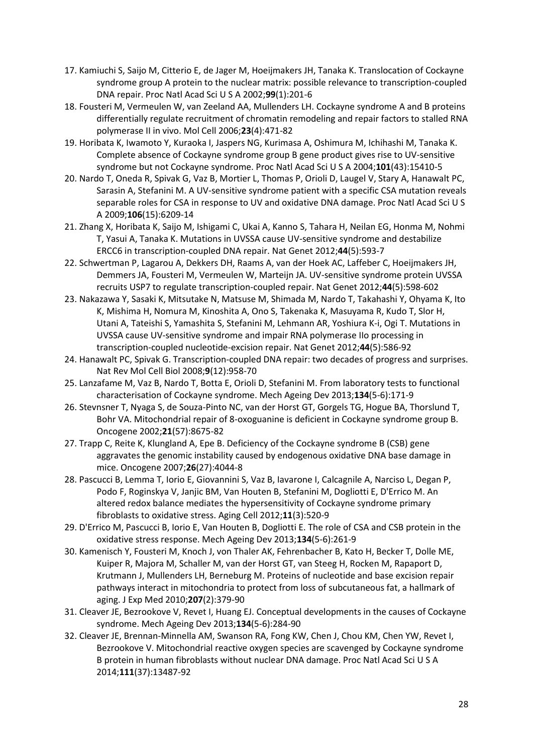17. Kamiuchi S, Saijo M, Citterio E, de Jager M, Hoeijmakers JH, Tanaka K. Translocation of Cockayne syndrome group A protein to the nuclear matrix: possible relevance to transcription-coupled DNA repair. Proc Natl Acad Sci U S A 2002;**99**(1):201-6
18. Fousteri M, Vermeulen W, van Zeeland AA, Mullenders LH. Cockayne syndrome A and B proteins differentially regulate recruitment of chromatin remodeling and repair factors to stalled RNA polymerase II in vivo. Mol Cell 2006;**23**(4):471-82
19. Horibata K, Iwamoto Y, Kuraoka I, Jaspers NG, Kurimasa A, Oshimura M, Ichihashi M, Tanaka K. Complete absence of Cockayne syndrome group B gene product gives rise to UV-sensitive syndrome but not Cockayne syndrome. Proc Natl Acad Sci U S A 2004;**101**(43):15410-5
20. Nardo T, Oneda R, Spivak G, Vaz B, Mortier L, Thomas P, Orioli D, Laugel V, Stary A, Hanawalt PC, Sarasin A, Stefanini M. A UV-sensitive syndrome patient with a specific CSA mutation reveals separable roles for CSA in response to UV and oxidative DNA damage. Proc Natl Acad Sci U S A 2009;**106**(15):6209-14
21. Zhang X, Horibata K, Saijo M, Ishigami C, Ukai A, Kanno S, Tahara H, Neilan EG, Honma M, Nohmi T, Yasui A, Tanaka K. Mutations in UVSSA cause UV-sensitive syndrome and destabilize ERCC6 in transcription-coupled DNA repair. Nat Genet 2012;**44**(5):593-7
22. Schwertman P, Lagarou A, Dekkers DH, Raams A, van der Hoek AC, Laffeber C, Hoeijmakers JH, Demmers JA, Fousteri M, Vermeulen W, Marteijn JA. UV-sensitive syndrome protein UVSSA recruits USP7 to regulate transcription-coupled repair. Nat Genet 2012;**44**(5):598-602
23. Nakazawa Y, Sasaki K, Mitsutake N, Matsuse M, Shimada M, Nardo T, Takahashi Y, Ohyama K, Ito K, Mishima H, Nomura M, Kinoshita A, Ono S, Takenaka K, Masuyama R, Kudo T, Slor H, Utani A, Tateishi S, Yamashita S, Stefanini M, Lehmann AR, Yoshiura K-i, Ogi T. Mutations in UVSSA cause UV-sensitive syndrome and impair RNA polymerase IIo processing in transcription-coupled nucleotide-excision repair. Nat Genet 2012;**44**(5):586-92
24. Hanawalt PC, Spivak G. Transcription-coupled DNA repair: two decades of progress and surprises. Nat Rev Mol Cell Biol 2008;**9**(12):958-70
25. Lanzafame M, Vaz B, Nardo T, Botta E, Orioli D, Stefanini M. From laboratory tests to functional characterisation of Cockayne syndrome. Mech Ageing Dev 2013;**134**(5-6):171-9
26. Stevnsner T, Nyaga S, de Souza-Pinto NC, van der Horst GT, Gorgels TG, Hogue BA, Thorslund T, Bohr VA. Mitochondrial repair of 8-oxoguanine is deficient in Cockayne syndrome group B. Oncogene 2002;**21**(57):8675-82
27. Trapp C, Reite K, Klungland A, Epe B. Deficiency of the Cockayne syndrome B (CSB) gene aggravates the genomic instability caused by endogenous oxidative DNA base damage in mice. Oncogene 2007;**26**(27):4044-8
28. Pascucci B, Lemma T, Iorio E, Giovannini S, Vaz B, Iavarone I, Calcagnile A, Narciso L, Degan P, Podo F, Roginskya V, Janjic BM, Van Houten B, Stefanini M, Dogliotti E, D'Errico M. An altered redox balance mediates the hypersensitivity of Cockayne syndrome primary fibroblasts to oxidative stress. Aging Cell 2012;**11**(3):520-9
29. D'Errico M, Pascucci B, Iorio E, Van Houten B, Dogliotti E. The role of CSA and CSB protein in the oxidative stress response. Mech Ageing Dev 2013;**134**(5-6):261-9
30. Kamenisch Y, Fousteri M, Knoch J, von Thaler AK, Fehrenbacher B, Kato H, Becker T, Dolle ME, Kuiper R, Majora M, Schaller M, van der Horst GT, van Steeg H, Rocken M, Rapaport D, Krutmann J, Mullenders LH, Berneburg M. Proteins of nucleotide and base excision repair pathways interact in mitochondria to protect from loss of subcutaneous fat, a hallmark of aging. J Exp Med 2010;**207**(2):379-90
31. Cleaver JE, Bezrookove V, Revet I, Huang EJ. Conceptual developments in the causes of Cockayne syndrome. Mech Ageing Dev 2013;**134**(5-6):284-90
32. Cleaver JE, Brennan-Minnella AM, Swanson RA, Fong KW, Chen J, Chou KM, Chen YW, Revet I, Bezrookove V. Mitochondrial reactive oxygen species are scavenged by Cockayne syndrome B protein in human fibroblasts without nuclear DNA damage. Proc Natl Acad Sci U S A 2014;**111**(37):13487-92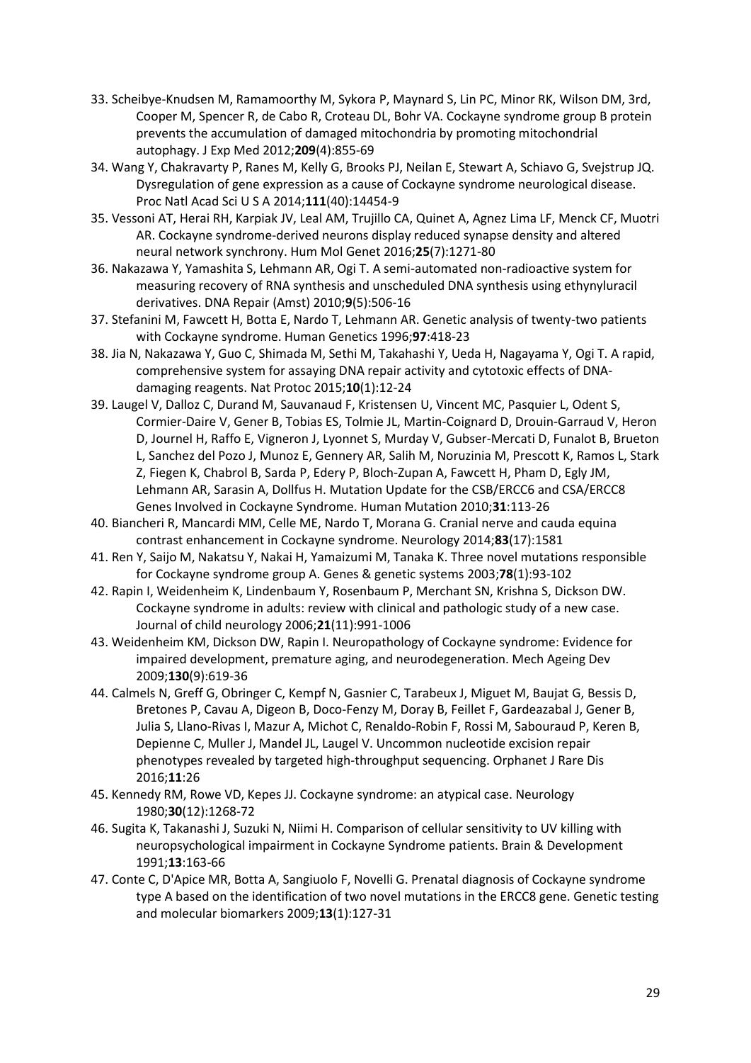33. Scheibye-Knudsen M, Ramamoorthy M, Sykora P, Maynard S, Lin PC, Minor RK, Wilson DM, 3rd, Cooper M, Spencer R, de Cabo R, Croteau DL, Bohr VA. Cockayne syndrome group B protein prevents the accumulation of damaged mitochondria by promoting mitochondrial autophagy. J Exp Med 2012;**209**(4):855-69
34. Wang Y, Chakravarty P, Ranes M, Kelly G, Brooks PJ, Neilan E, Stewart A, Schiavo G, Svejstrup JQ. Dysregulation of gene expression as a cause of Cockayne syndrome neurological disease. Proc Natl Acad Sci U S A 2014;**111**(40):14454-9
35. Vessoni AT, Herai RH, Karpiak JV, Leal AM, Trujillo CA, Quinet A, Agnez Lima LF, Menck CF, Muotri AR. Cockayne syndrome-derived neurons display reduced synapse density and altered neural network synchrony. Hum Mol Genet 2016;**25**(7):1271-80
36. Nakazawa Y, Yamashita S, Lehmann AR, Ogi T. A semi-automated non-radioactive system for measuring recovery of RNA synthesis and unscheduled DNA synthesis using ethynyluracil derivatives. DNA Repair (Amst) 2010;**9**(5):506-16
37. Stefanini M, Fawcett H, Botta E, Nardo T, Lehmann AR. Genetic analysis of twenty-two patients with Cockayne syndrome. Human Genetics 1996;**97**:418-23
38. Jia N, Nakazawa Y, Guo C, Shimada M, Sethi M, Takahashi Y, Ueda H, Nagayama Y, Ogi T. A rapid, comprehensive system for assaying DNA repair activity and cytotoxic effects of DNA-damaging reagents. Nat Protoc 2015;**10**(1):12-24
39. Laugel V, Dalloz C, Durand M, Sauvanaud F, Kristensen U, Vincent MC, Pasquier L, Odent S, Cormier-Daire V, Gener B, Tobias ES, Tolmie JL, Martin-Coignard D, Drouin-Garraud V, Heron D, Journel H, Raffo E, Vigneron J, Lyonnet S, Murday V, Gubser-Mercati D, Funalot B, Brueton L, Sanchez del Pozo J, Munoz E, Gennery AR, Salih M, Noruzinia M, Prescott K, Ramos L, Stark Z, Fiegen K, Chabrol B, Sarda P, Edery P, Bloch-Zupan A, Fawcett H, Pham D, Egly JM, Lehmann AR, Sarasin A, Dollfus H. Mutation Update for the CSB/ERCC6 and CSA/ERCC8 Genes Involved in Cockayne Syndrome. Human Mutation 2010;**31**:113-26
40. Biancheri R, Mancardi MM, Celle ME, Nardo T, Morana G. Cranial nerve and cauda equina contrast enhancement in Cockayne syndrome. Neurology 2014;**83**(17):1581
41. Ren Y, Saijo M, Nakatsu Y, Nakai H, Yamaizumi M, Tanaka K. Three novel mutations responsible for Cockayne syndrome group A. Genes & genetic systems 2003;**78**(1):93-102
42. Rapin I, Weidenheim K, Lindenbaum Y, Rosenbaum P, Merchant SN, Krishna S, Dickson DW. Cockayne syndrome in adults: review with clinical and pathologic study of a new case. Journal of child neurology 2006;**21**(11):991-1006
43. Weidenheim KM, Dickson DW, Rapin I. Neuropathology of Cockayne syndrome: Evidence for impaired development, premature aging, and neurodegeneration. Mech Ageing Dev 2009;**130**(9):619-36
44. Calmels N, Greff G, Obringer C, Kempf N, Gasnier C, Tarabeux J, Miguet M, Baujat G, Bessis D, Bretones P, Cavau A, Digeon B, Doco-Fenzy M, Doray B, Feillet F, Gardeazabal J, Gener B, Julia S, Llano-Rivas I, Mazur A, Michot C, Renaldo-Robin F, Rossi M, Sabouraud P, Keren B, Depienne C, Muller J, Mandel JL, Laugel V. Uncommon nucleotide excision repair phenotypes revealed by targeted high-throughput sequencing. Orphanet J Rare Dis 2016;**11**:26
45. Kennedy RM, Rowe VD, Kepes JJ. Cockayne syndrome: an atypical case. Neurology 1980;**30**(12):1268-72
46. Sugita K, Takanashi J, Suzuki N, Niimi H. Comparison of cellular sensitivity to UV killing with neuropsychological impairment in Cockayne Syndrome patients. Brain & Development 1991;**13**:163-66
47. Conte C, D'Apice MR, Botta A, Sangiuolo F, Novelli G. Prenatal diagnosis of Cockayne syndrome type A based on the identification of two novel mutations in the ERCC8 gene. Genetic testing and molecular biomarkers 2009;**13**(1):127-31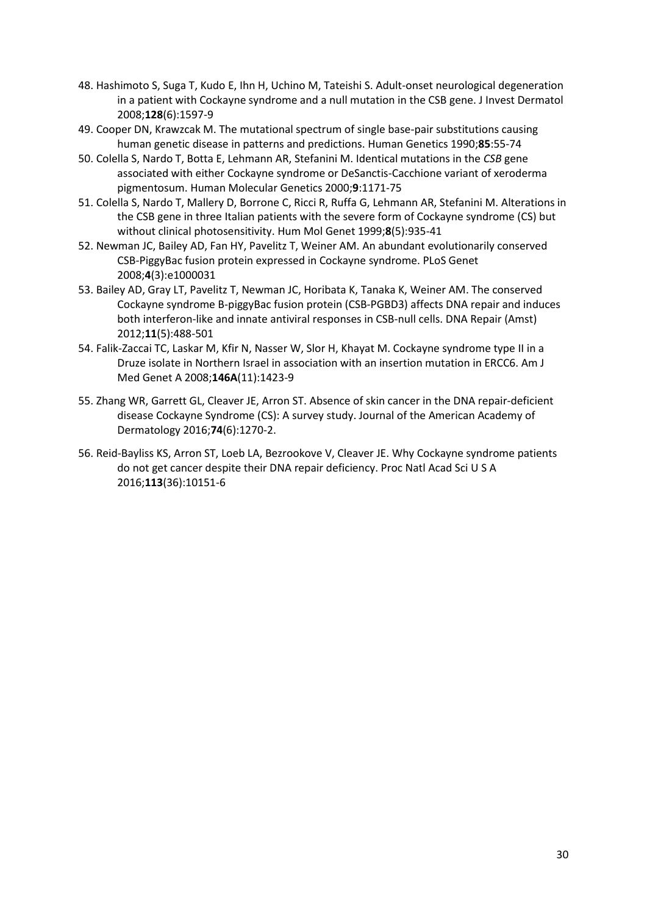48. Hashimoto S, Suga T, Kudo E, Ihn H, Uchino M, Tateishi S. Adult-onset neurological degeneration in a patient with Cockayne syndrome and a null mutation in the CSB gene. J Invest Dermatol 2008;**128**(6):1597-9
49. Cooper DN, Krawzcak M. The mutational spectrum of single base-pair substitutions causing human genetic disease in patterns and predictions. Human Genetics 1990;**85**:55-74
50. Colella S, Nardo T, Botta E, Lehmann AR, Stefanini M. Identical mutations in the *CSB* gene associated with either Cockayne syndrome or DeSanctis-Cacchione variant of xeroderma pigmentosum. Human Molecular Genetics 2000;**9**:1171-75
51. Colella S, Nardo T, Mallery D, Borrone C, Ricci R, Ruffa G, Lehmann AR, Stefanini M. Alterations in the CSB gene in three Italian patients with the severe form of Cockayne syndrome (CS) but without clinical photosensitivity. Hum Mol Genet 1999;**8**(5):935-41
52. Newman JC, Bailey AD, Fan HY, Pavelitz T, Weiner AM. An abundant evolutionarily conserved CSB-PiggyBac fusion protein expressed in Cockayne syndrome. PLoS Genet 2008;**4**(3):e1000031
53. Bailey AD, Gray LT, Pavelitz T, Newman JC, Horibata K, Tanaka K, Weiner AM. The conserved Cockayne syndrome B-piggyBac fusion protein (CSB-PGBD3) affects DNA repair and induces both interferon-like and innate antiviral responses in CSB-null cells. DNA Repair (Amst) 2012;**11**(5):488-501
54. Falik-Zaccai TC, Laskar M, Kfir N, Nasser W, Slor H, Khayat M. Cockayne syndrome type II in a Druze isolate in Northern Israel in association with an insertion mutation in ERCC6. Am J Med Genet A 2008;**146A**(11):1423-9
55. Zhang WR, Garrett GL, Cleaver JE, Arron ST. Absence of skin cancer in the DNA repair-deficient disease Cockayne Syndrome (CS): A survey study. Journal of the American Academy of Dermatology 2016;**74**(6):1270-2.
56. Reid-Bayliss KS, Arron ST, Loeb LA, Bezrookove V, Cleaver JE. Why Cockayne syndrome patients do not get cancer despite their DNA repair deficiency. Proc Natl Acad Sci U S A 2016;**113**(36):10151-6